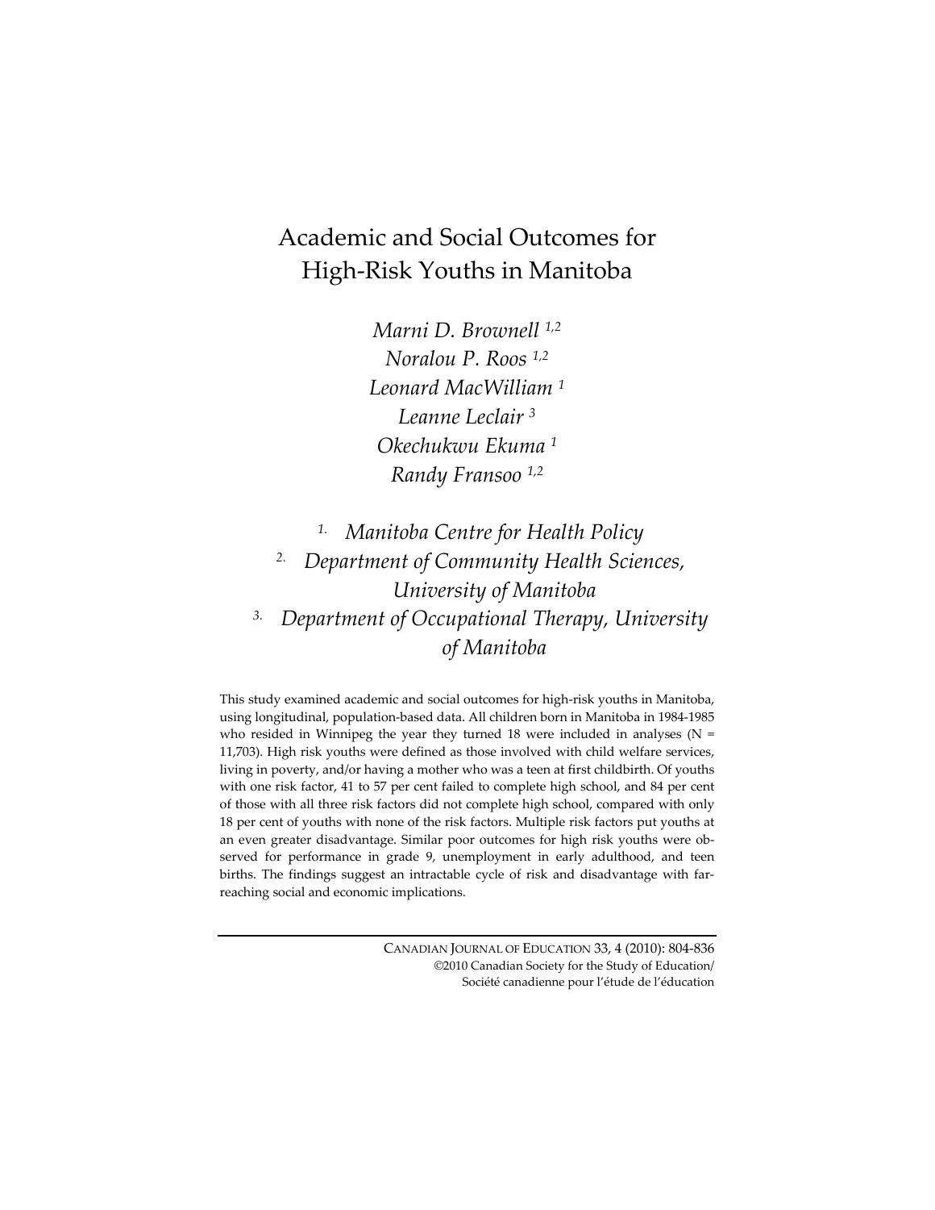# Academic and Social Outcomes for High-Risk Youths in Manitoba

*Marni D. Brownell* [1,2]
*Noralou P. Roos* [1,2]
*Leonard MacWilliam* [1]
*Leanne Leclair* [3]
*Okechukwu Ekuma* [1]
*Randy Fransoo* [1,2]

1. *Manitoba Centre for Health Policy*
2. *Department of Community Health Sciences, University of Manitoba*
3. *Department of Occupational Therapy, University of Manitoba*

This study examined academic and social outcomes for high-risk youths in Manitoba, using longitudinal, population-based data. All children born in Manitoba in 1984-1985 who resided in Winnipeg the year they turned 18 were included in analyses (N = 11,703). High risk youths were defined as those involved with child welfare services, living in poverty, and/or having a mother who was a teen at first childbirth. Of youths with one risk factor, 41 to 57 per cent failed to complete high school, and 84 per cent of those with all three risk factors did not complete high school, compared with only 18 per cent of youths with none of the risk factors. Multiple risk factors put youths at an even greater disadvantage. Similar poor outcomes for high risk youths were observed for performance in grade 9, unemployment in early adulthood, and teen births. The findings suggest an intractable cycle of risk and disadvantage with far-reaching social and economic implications.

CANADIAN JOURNAL OF EDUCATION 33, 4 (2010): 804-836
©2010 Canadian Society for the Study of Education/
Société canadienne pour l'étude de l'éducation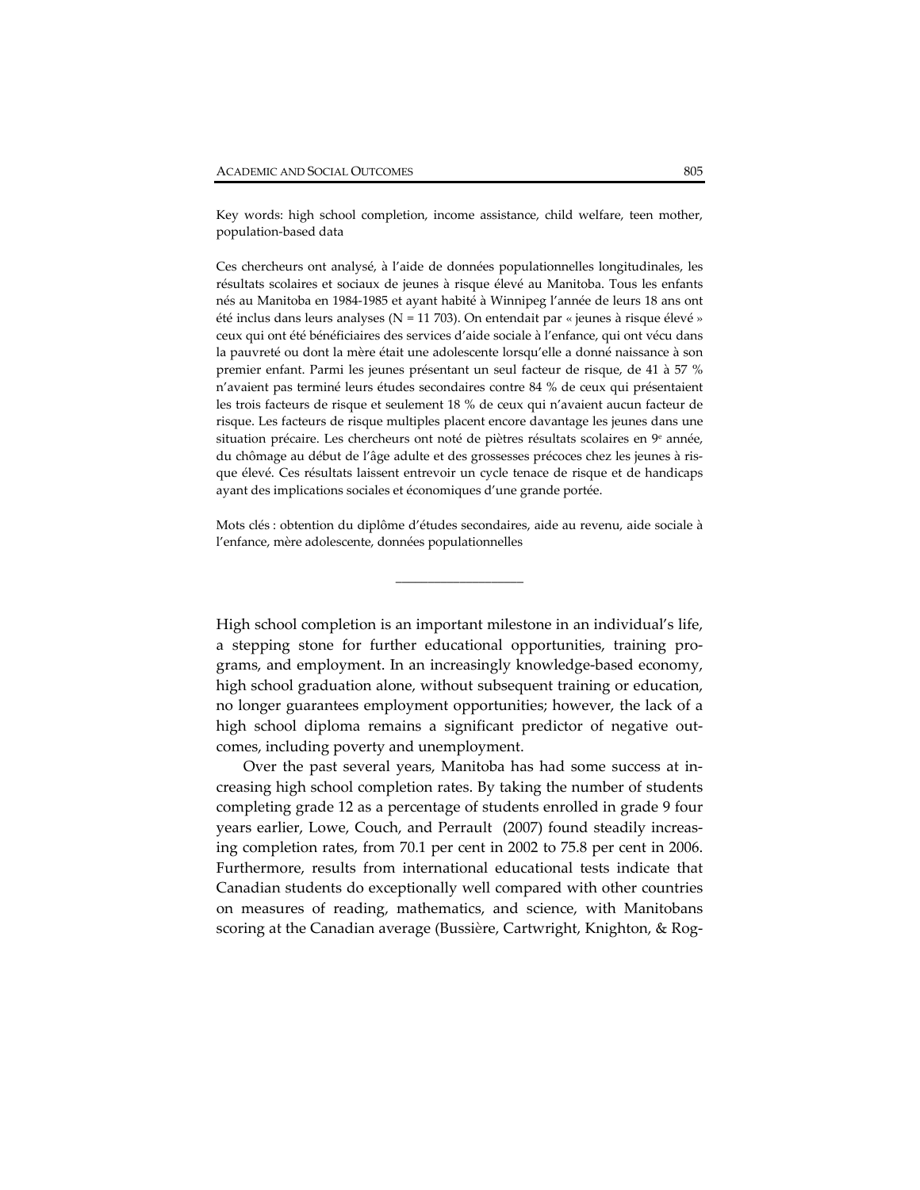Key words: high school completion, income assistance, child welfare, teen mother, population-based data

Ces chercheurs ont analysé, à l'aide de données populationnelles longitudinales, les résultats scolaires et sociaux de jeunes à risque élevé au Manitoba. Tous les enfants nés au Manitoba en 1984-1985 et ayant habité à Winnipeg l'année de leurs 18 ans ont été inclus dans leurs analyses (N = 11 703). On entendait par « jeunes à risque élevé » ceux qui ont été bénéficiaires des services d'aide sociale à l'enfance, qui ont vécu dans la pauvreté ou dont la mère était une adolescente lorsqu'elle a donné naissance à son premier enfant. Parmi les jeunes présentant un seul facteur de risque, de 41 à 57 % n'avaient pas terminé leurs études secondaires contre 84 % de ceux qui présentaient les trois facteurs de risque et seulement 18 % de ceux qui n'avaient aucun facteur de risque. Les facteurs de risque multiples placent encore davantage les jeunes dans une situation précaire. Les chercheurs ont noté de piètres résultats scolaires en 9e année, du chômage au début de l'âge adulte et des grossesses précoces chez les jeunes à risque élevé. Ces résultats laissent entrevoir un cycle tenace de risque et de handicaps ayant des implications sociales et économiques d'une grande portée.

Mots clés : obtention du diplôme d'études secondaires, aide au revenu, aide sociale à l'enfance, mère adolescente, données populationnelles

---

High school completion is an important milestone in an individual's life, a stepping stone for further educational opportunities, training programs, and employment. In an increasingly knowledge-based economy, high school graduation alone, without subsequent training or education, no longer guarantees employment opportunities; however, the lack of a high school diploma remains a significant predictor of negative outcomes, including poverty and unemployment.

Over the past several years, Manitoba has had some success at increasing high school completion rates. By taking the number of students completing grade 12 as a percentage of students enrolled in grade 9 four years earlier, Lowe, Couch, and Perrault (2007) found steadily increasing completion rates, from 70.1 per cent in 2002 to 75.8 per cent in 2006. Furthermore, results from international educational tests indicate that Canadian students do exceptionally well compared with other countries on measures of reading, mathematics, and science, with Manitobans scoring at the Canadian average (Bussière, Cartwright, Knighton, & Rog-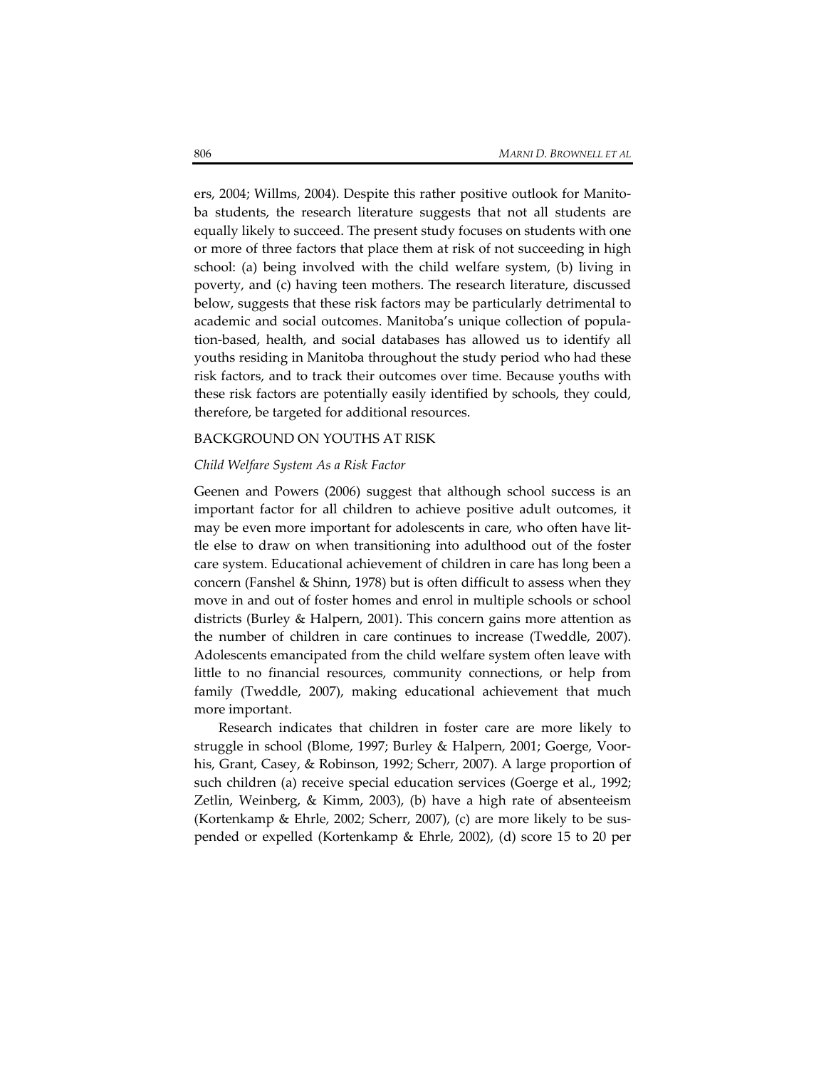ers, 2004; Willms, 2004). Despite this rather positive outlook for Manitoba students, the research literature suggests that not all students are equally likely to succeed. The present study focuses on students with one or more of three factors that place them at risk of not succeeding in high school: (a) being involved with the child welfare system, (b) living in poverty, and (c) having teen mothers. The research literature, discussed below, suggests that these risk factors may be particularly detrimental to academic and social outcomes. Manitoba's unique collection of population-based, health, and social databases has allowed us to identify all youths residing in Manitoba throughout the study period who had these risk factors, and to track their outcomes over time. Because youths with these risk factors are potentially easily identified by schools, they could, therefore, be targeted for additional resources.

## BACKGROUND ON YOUTHS AT RISK

### *Child Welfare System As a Risk Factor*

Geenen and Powers (2006) suggest that although school success is an important factor for all children to achieve positive adult outcomes, it may be even more important for adolescents in care, who often have little else to draw on when transitioning into adulthood out of the foster care system. Educational achievement of children in care has long been a concern (Fanshel & Shinn, 1978) but is often difficult to assess when they move in and out of foster homes and enrol in multiple schools or school districts (Burley & Halpern, 2001). This concern gains more attention as the number of children in care continues to increase (Tweddle, 2007). Adolescents emancipated from the child welfare system often leave with little to no financial resources, community connections, or help from family (Tweddle, 2007), making educational achievement that much more important.

Research indicates that children in foster care are more likely to struggle in school (Blome, 1997; Burley & Halpern, 2001; Goerge, Voorhis, Grant, Casey, & Robinson, 1992; Scherr, 2007). A large proportion of such children (a) receive special education services (Goerge et al., 1992; Zetlin, Weinberg, & Kimm, 2003), (b) have a high rate of absenteeism (Kortenkamp & Ehrle, 2002; Scherr, 2007), (c) are more likely to be suspended or expelled (Kortenkamp & Ehrle, 2002), (d) score 15 to 20 per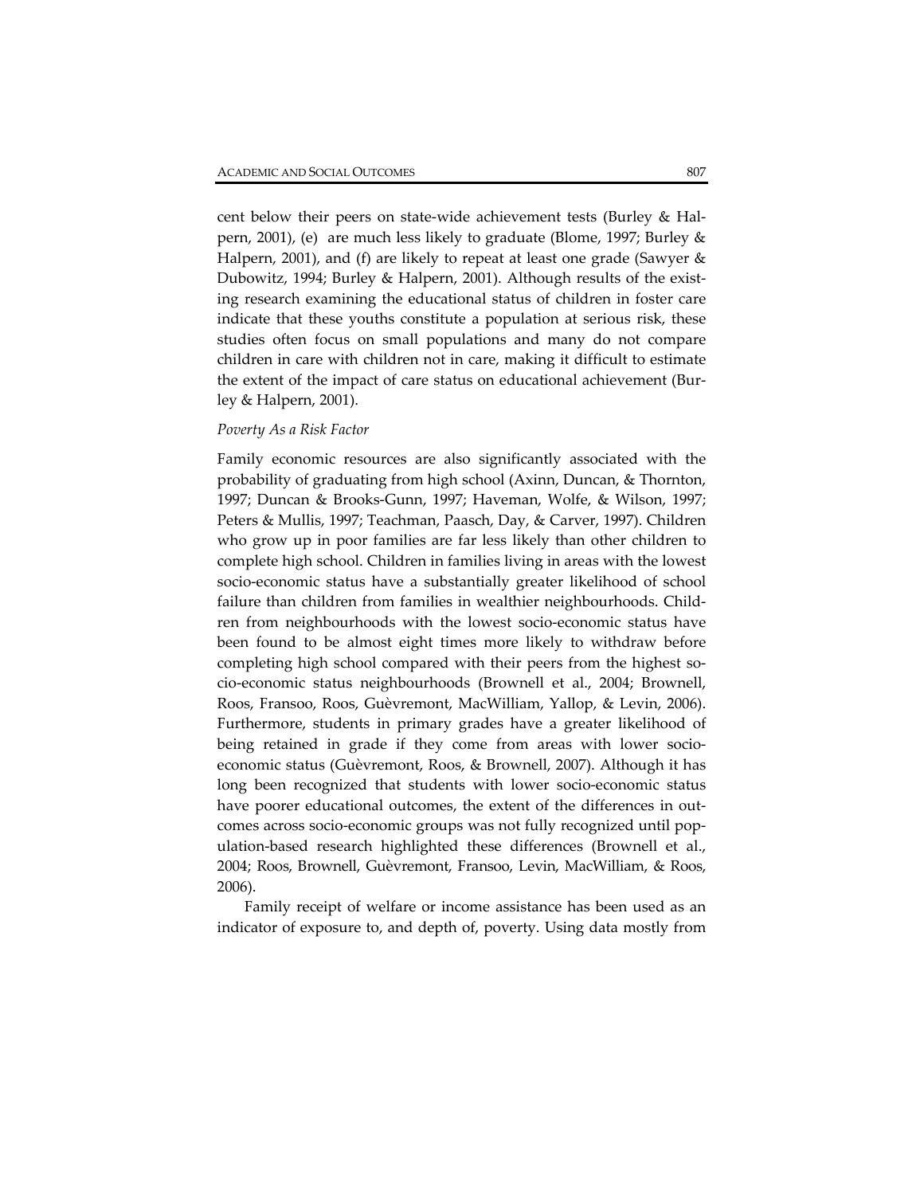cent below their peers on state-wide achievement tests (Burley & Halpern, 2001), (e) are much less likely to graduate (Blome, 1997; Burley & Halpern, 2001), and (f) are likely to repeat at least one grade (Sawyer & Dubowitz, 1994; Burley & Halpern, 2001). Although results of the existing research examining the educational status of children in foster care indicate that these youths constitute a population at serious risk, these studies often focus on small populations and many do not compare children in care with children not in care, making it difficult to estimate the extent of the impact of care status on educational achievement (Burley & Halpern, 2001).

*Poverty As a Risk Factor*

Family economic resources are also significantly associated with the probability of graduating from high school (Axinn, Duncan, & Thornton, 1997; Duncan & Brooks-Gunn, 1997; Haveman, Wolfe, & Wilson, 1997; Peters & Mullis, 1997; Teachman, Paasch, Day, & Carver, 1997). Children who grow up in poor families are far less likely than other children to complete high school. Children in families living in areas with the lowest socio-economic status have a substantially greater likelihood of school failure than children from families in wealthier neighbourhoods. Children from neighbourhoods with the lowest socio-economic status have been found to be almost eight times more likely to withdraw before completing high school compared with their peers from the highest socio-economic status neighbourhoods (Brownell et al., 2004; Brownell, Roos, Fransoo, Roos, Guèvremont, MacWilliam, Yallop, & Levin, 2006). Furthermore, students in primary grades have a greater likelihood of being retained in grade if they come from areas with lower socio-economic status (Guèvremont, Roos, & Brownell, 2007). Although it has long been recognized that students with lower socio-economic status have poorer educational outcomes, the extent of the differences in outcomes across socio-economic groups was not fully recognized until population-based research highlighted these differences (Brownell et al., 2004; Roos, Brownell, Guèvremont, Fransoo, Levin, MacWilliam, & Roos, 2006).

Family receipt of welfare or income assistance has been used as an indicator of exposure to, and depth of, poverty. Using data mostly from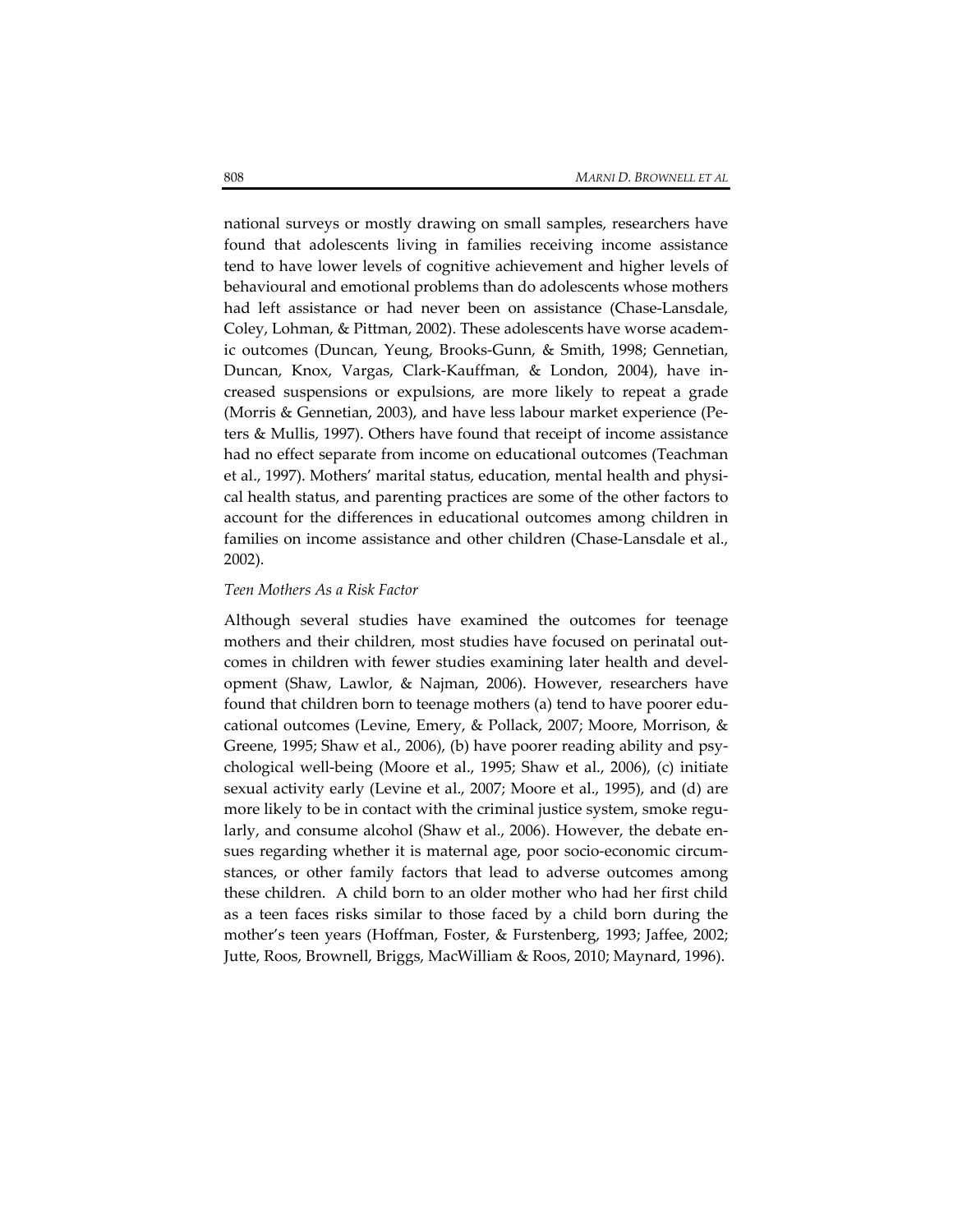national surveys or mostly drawing on small samples, researchers have found that adolescents living in families receiving income assistance tend to have lower levels of cognitive achievement and higher levels of behavioural and emotional problems than do adolescents whose mothers had left assistance or had never been on assistance (Chase-Lansdale, Coley, Lohman, & Pittman, 2002). These adolescents have worse academic outcomes (Duncan, Yeung, Brooks-Gunn, & Smith, 1998; Gennetian, Duncan, Knox, Vargas, Clark-Kauffman, & London, 2004), have increased suspensions or expulsions, are more likely to repeat a grade (Morris & Gennetian, 2003), and have less labour market experience (Peters & Mullis, 1997). Others have found that receipt of income assistance had no effect separate from income on educational outcomes (Teachman et al., 1997). Mothers' marital status, education, mental health and physical health status, and parenting practices are some of the other factors to account for the differences in educational outcomes among children in families on income assistance and other children (Chase-Lansdale et al., 2002).

*Teen Mothers As a Risk Factor*

Although several studies have examined the outcomes for teenage mothers and their children, most studies have focused on perinatal outcomes in children with fewer studies examining later health and development (Shaw, Lawlor, & Najman, 2006). However, researchers have found that children born to teenage mothers (a) tend to have poorer educational outcomes (Levine, Emery, & Pollack, 2007; Moore, Morrison, & Greene, 1995; Shaw et al., 2006), (b) have poorer reading ability and psychological well-being (Moore et al., 1995; Shaw et al., 2006), (c) initiate sexual activity early (Levine et al., 2007; Moore et al., 1995), and (d) are more likely to be in contact with the criminal justice system, smoke regularly, and consume alcohol (Shaw et al., 2006). However, the debate ensues regarding whether it is maternal age, poor socio-economic circumstances, or other family factors that lead to adverse outcomes among these children. A child born to an older mother who had her first child as a teen faces risks similar to those faced by a child born during the mother's teen years (Hoffman, Foster, & Furstenberg, 1993; Jaffee, 2002; Jutte, Roos, Brownell, Briggs, MacWilliam & Roos, 2010; Maynard, 1996).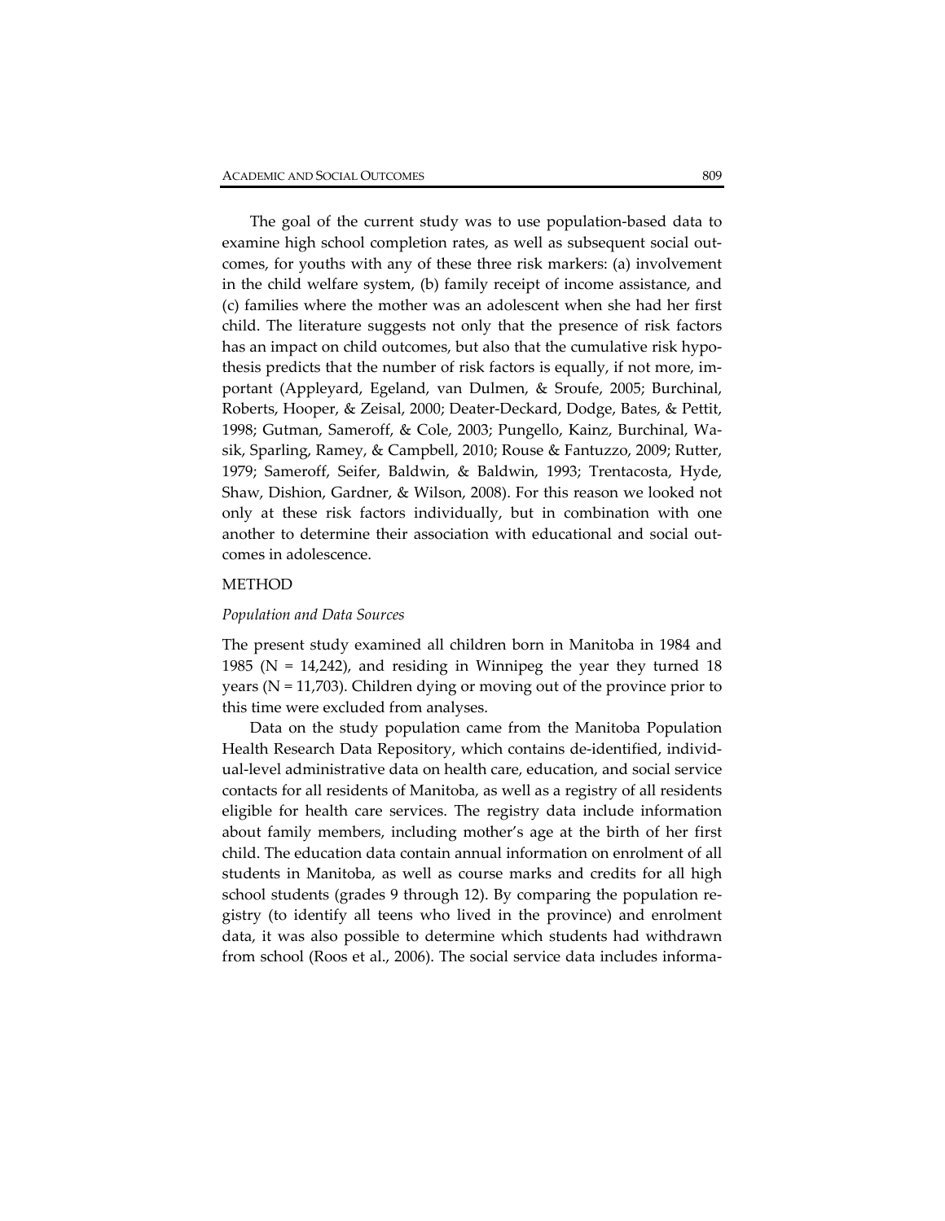The goal of the current study was to use population-based data to examine high school completion rates, as well as subsequent social outcomes, for youths with any of these three risk markers: (a) involvement in the child welfare system, (b) family receipt of income assistance, and (c) families where the mother was an adolescent when she had her first child. The literature suggests not only that the presence of risk factors has an impact on child outcomes, but also that the cumulative risk hypothesis predicts that the number of risk factors is equally, if not more, important (Appleyard, Egeland, van Dulmen, & Sroufe, 2005; Burchinal, Roberts, Hooper, & Zeisal, 2000; Deater-Deckard, Dodge, Bates, & Pettit, 1998; Gutman, Sameroff, & Cole, 2003; Pungello, Kainz, Burchinal, Wasik, Sparling, Ramey, & Campbell, 2010; Rouse & Fantuzzo, 2009; Rutter, 1979; Sameroff, Seifer, Baldwin, & Baldwin, 1993; Trentacosta, Hyde, Shaw, Dishion, Gardner, & Wilson, 2008). For this reason we looked not only at these risk factors individually, but in combination with one another to determine their association with educational and social outcomes in adolescence.

## METHOD

### *Population and Data Sources*

The present study examined all children born in Manitoba in 1984 and 1985 (N = 14,242), and residing in Winnipeg the year they turned 18 years (N = 11,703). Children dying or moving out of the province prior to this time were excluded from analyses.

Data on the study population came from the Manitoba Population Health Research Data Repository, which contains de-identified, individual-level administrative data on health care, education, and social service contacts for all residents of Manitoba, as well as a registry of all residents eligible for health care services. The registry data include information about family members, including mother's age at the birth of her first child. The education data contain annual information on enrolment of all students in Manitoba, as well as course marks and credits for all high school students (grades 9 through 12). By comparing the population registry (to identify all teens who lived in the province) and enrolment data, it was also possible to determine which students had withdrawn from school (Roos et al., 2006). The social service data includes informa-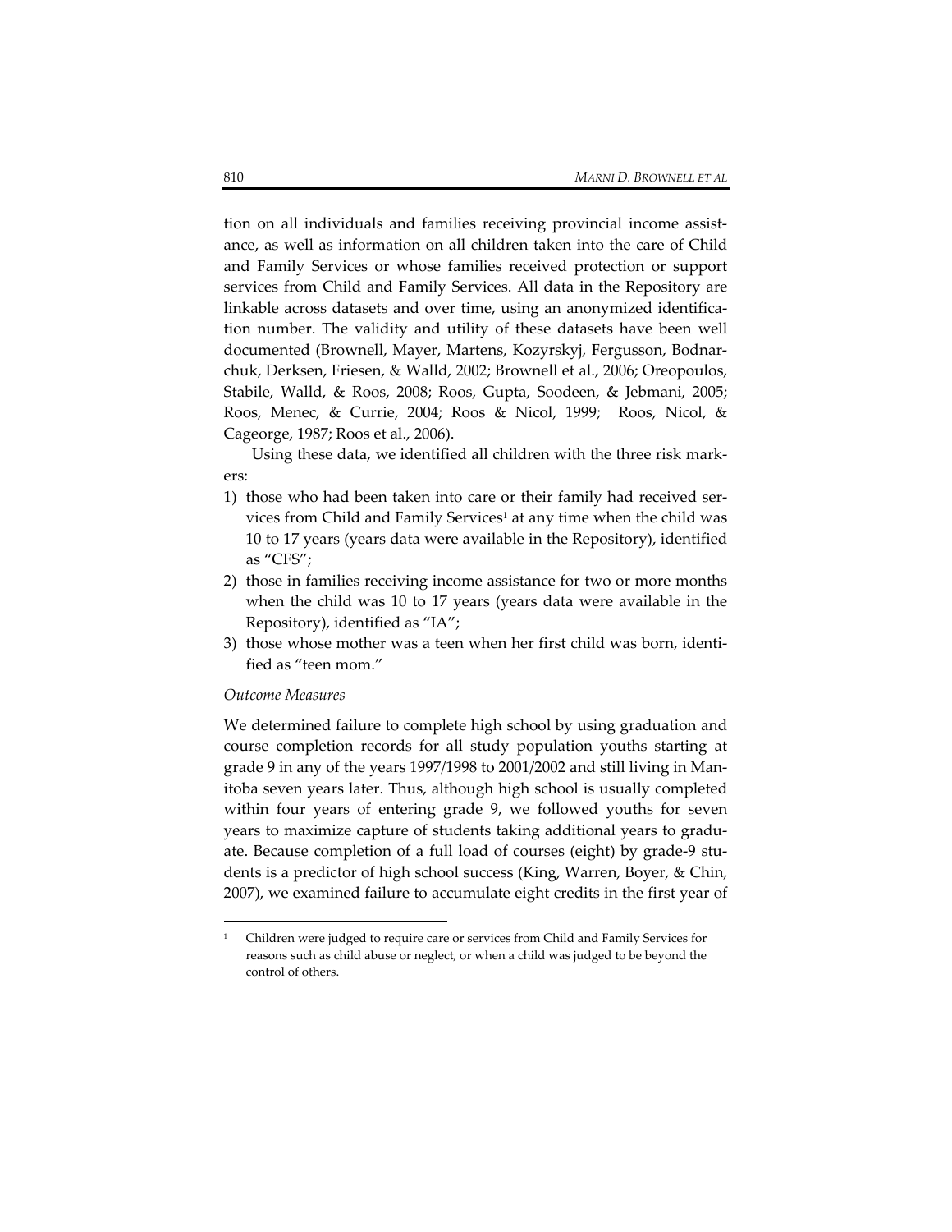tion on all individuals and families receiving provincial income assistance, as well as information on all children taken into the care of Child and Family Services or whose families received protection or support services from Child and Family Services. All data in the Repository are linkable across datasets and over time, using an anonymized identification number. The validity and utility of these datasets have been well documented (Brownell, Mayer, Martens, Kozyrskyj, Fergusson, Bodnarchuk, Derksen, Friesen, & Walld, 2002; Brownell et al., 2006; Oreopoulos, Stabile, Walld, & Roos, 2008; Roos, Gupta, Soodeen, & Jebmani, 2005; Roos, Menec, & Currie, 2004; Roos & Nicol, 1999; Roos, Nicol, & Cageorge, 1987; Roos et al., 2006).

Using these data, we identified all children with the three risk markers:

1) those who had been taken into care or their family had received services from Child and Family Services[1] at any time when the child was 10 to 17 years (years data were available in the Repository), identified as "CFS";
2) those in families receiving income assistance for two or more months when the child was 10 to 17 years (years data were available in the Repository), identified as "IA";
3) those whose mother was a teen when her first child was born, identified as "teen mom."

*Outcome Measures*

We determined failure to complete high school by using graduation and course completion records for all study population youths starting at grade 9 in any of the years 1997/1998 to 2001/2002 and still living in Manitoba seven years later. Thus, although high school is usually completed within four years of entering grade 9, we followed youths for seven years to maximize capture of students taking additional years to graduate. Because completion of a full load of courses (eight) by grade-9 students is a predictor of high school success (King, Warren, Boyer, & Chin, 2007), we examined failure to accumulate eight credits in the first year of

[1] Children were judged to require care or services from Child and Family Services for reasons such as child abuse or neglect, or when a child was judged to be beyond the control of others.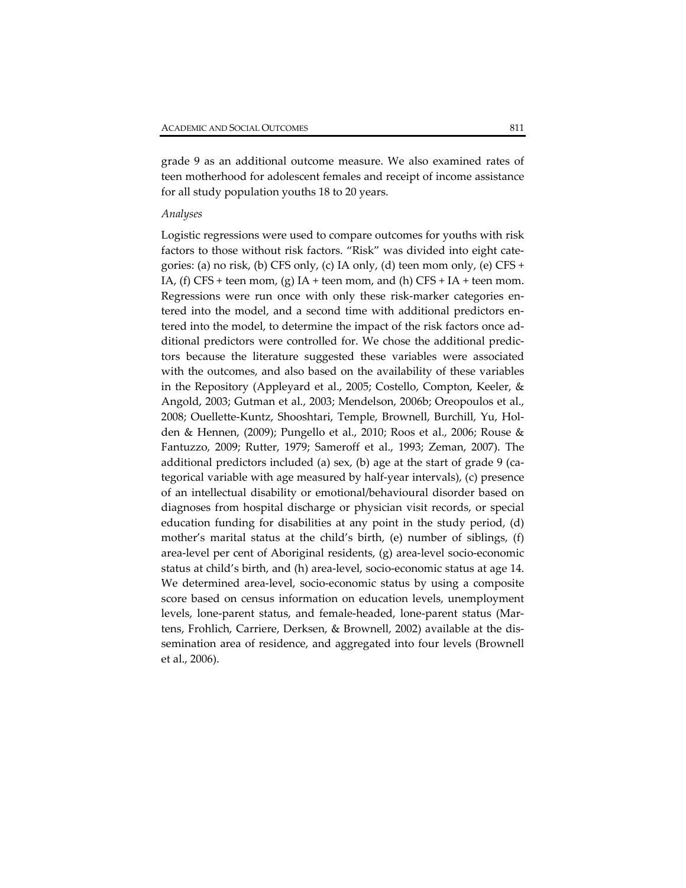grade 9 as an additional outcome measure. We also examined rates of teen motherhood for adolescent females and receipt of income assistance for all study population youths 18 to 20 years.

*Analyses*

Logistic regressions were used to compare outcomes for youths with risk factors to those without risk factors. "Risk" was divided into eight categories: (a) no risk, (b) CFS only, (c) IA only, (d) teen mom only, (e) CFS + IA, (f) CFS + teen mom, (g) IA + teen mom, and (h) CFS + IA + teen mom. Regressions were run once with only these risk-marker categories entered into the model, and a second time with additional predictors entered into the model, to determine the impact of the risk factors once additional predictors were controlled for. We chose the additional predictors because the literature suggested these variables were associated with the outcomes, and also based on the availability of these variables in the Repository (Appleyard et al., 2005; Costello, Compton, Keeler, & Angold, 2003; Gutman et al., 2003; Mendelson, 2006b; Oreopoulos et al., 2008; Ouellette-Kuntz, Shooshtari, Temple, Brownell, Burchill, Yu, Holden & Hennen, (2009); Pungello et al., 2010; Roos et al., 2006; Rouse & Fantuzzo, 2009; Rutter, 1979; Sameroff et al., 1993; Zeman, 2007). The additional predictors included (a) sex, (b) age at the start of grade 9 (categorical variable with age measured by half-year intervals), (c) presence of an intellectual disability or emotional/behavioural disorder based on diagnoses from hospital discharge or physician visit records, or special education funding for disabilities at any point in the study period, (d) mother's marital status at the child's birth, (e) number of siblings, (f) area-level per cent of Aboriginal residents, (g) area-level socio-economic status at child's birth, and (h) area-level, socio-economic status at age 14. We determined area-level, socio-economic status by using a composite score based on census information on education levels, unemployment levels, lone-parent status, and female-headed, lone-parent status (Martens, Frohlich, Carriere, Derksen, & Brownell, 2002) available at the dissemination area of residence, and aggregated into four levels (Brownell et al., 2006).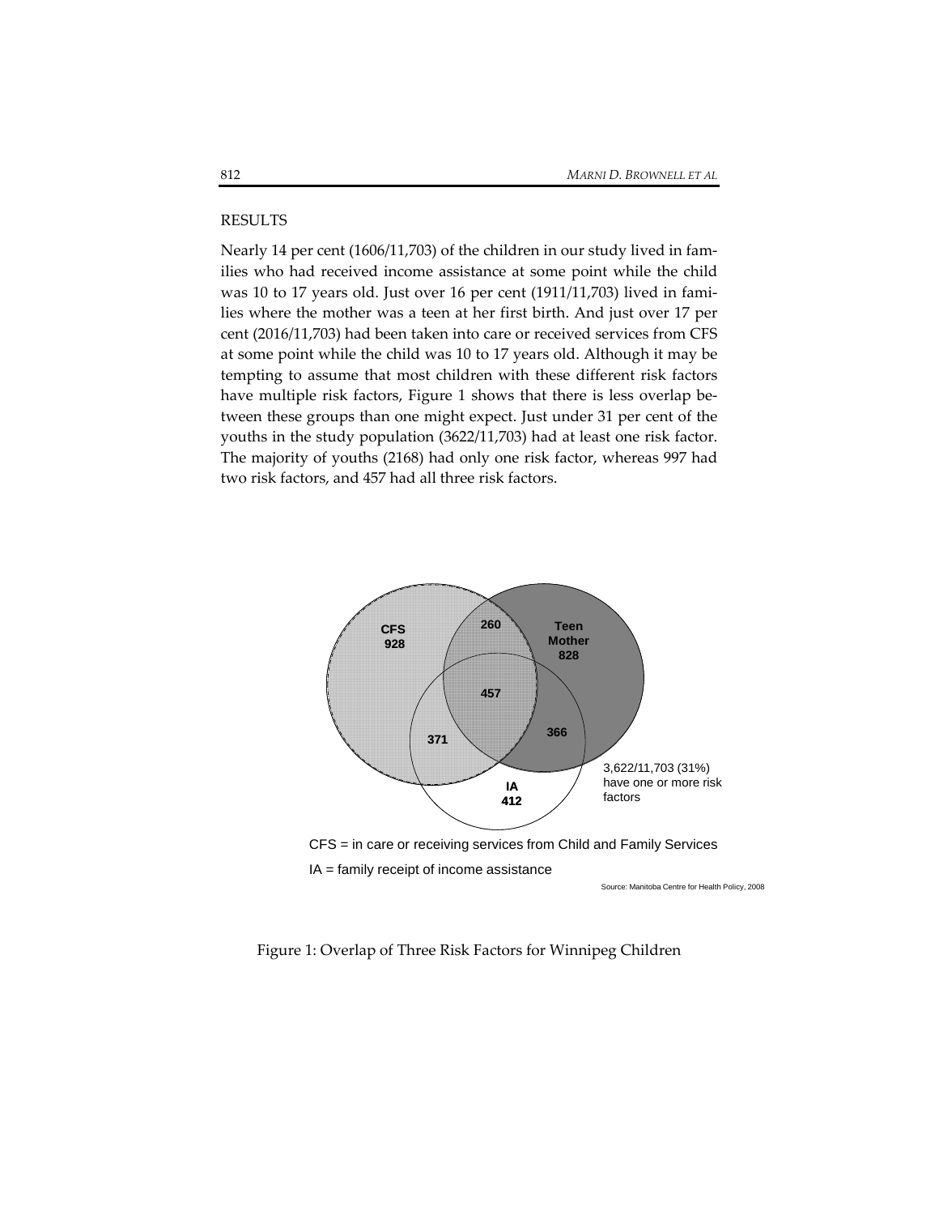## RESULTS

Nearly 14 per cent (1606/11,703) of the children in our study lived in families who had received income assistance at some point while the child was 10 to 17 years old. Just over 16 per cent (1911/11,703) lived in families where the mother was a teen at her first birth. And just over 17 per cent (2016/11,703) had been taken into care or received services from CFS at some point while the child was 10 to 17 years old. Although it may be tempting to assume that most children with these different risk factors have multiple risk factors, Figure 1 shows that there is less overlap between these groups than one might expect. Just under 31 per cent of the youths in the study population (3622/11,703) had at least one risk factor. The majority of youths (2168) had only one risk factor, whereas 997 had two risk factors, and 457 had all three risk factors.

CFS 928

260

Teen Mother 828

457

371

366

IA 412

3,622/11,703 (31%) have one or more risk factors

CFS = in care or receiving services from Child and Family Services

IA = family receipt of income assistance

Source: Manitoba Centre for Health Policy, 2008

Figure 1: Overlap of Three Risk Factors for Winnipeg Children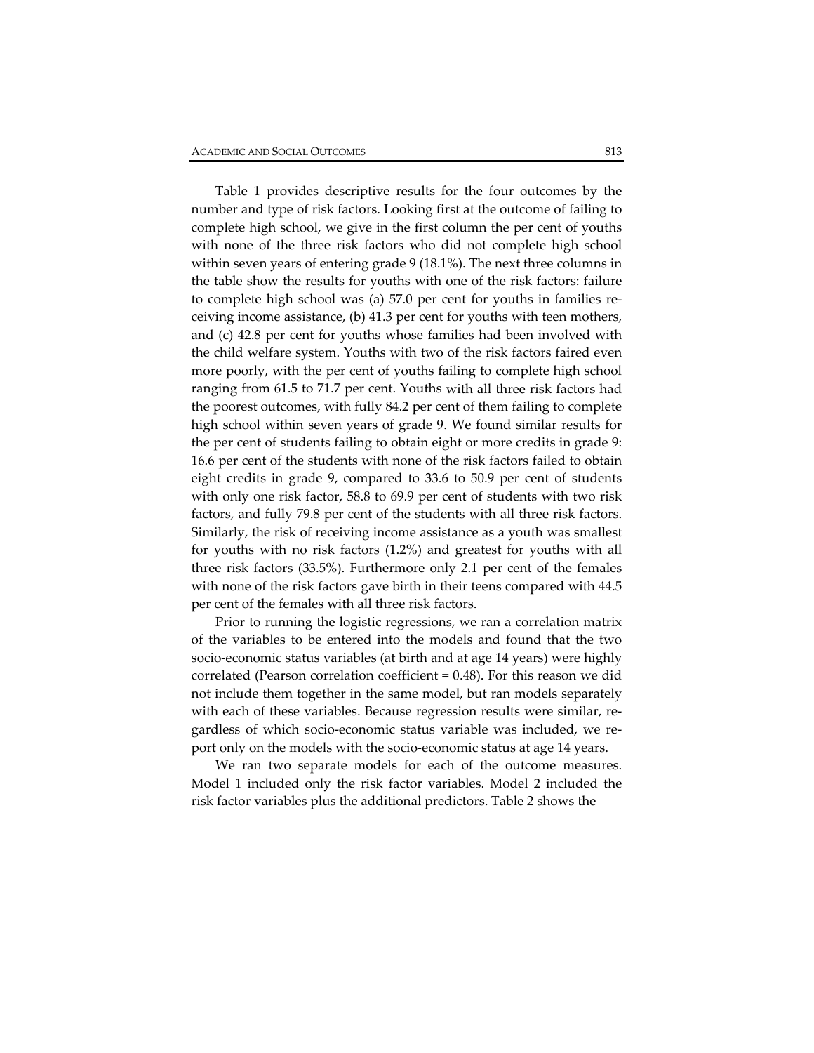Table 1 provides descriptive results for the four outcomes by the number and type of risk factors. Looking first at the outcome of failing to complete high school, we give in the first column the per cent of youths with none of the three risk factors who did not complete high school within seven years of entering grade 9 (18.1%). The next three columns in the table show the results for youths with one of the risk factors: failure to complete high school was (a) 57.0 per cent for youths in families receiving income assistance, (b) 41.3 per cent for youths with teen mothers, and (c) 42.8 per cent for youths whose families had been involved with the child welfare system. Youths with two of the risk factors faired even more poorly, with the per cent of youths failing to complete high school ranging from 61.5 to 71.7 per cent. Youths with all three risk factors had the poorest outcomes, with fully 84.2 per cent of them failing to complete high school within seven years of grade 9. We found similar results for the per cent of students failing to obtain eight or more credits in grade 9: 16.6 per cent of the students with none of the risk factors failed to obtain eight credits in grade 9, compared to 33.6 to 50.9 per cent of students with only one risk factor, 58.8 to 69.9 per cent of students with two risk factors, and fully 79.8 per cent of the students with all three risk factors. Similarly, the risk of receiving income assistance as a youth was smallest for youths with no risk factors (1.2%) and greatest for youths with all three risk factors (33.5%). Furthermore only 2.1 per cent of the females with none of the risk factors gave birth in their teens compared with 44.5 per cent of the females with all three risk factors.

Prior to running the logistic regressions, we ran a correlation matrix of the variables to be entered into the models and found that the two socio-economic status variables (at birth and at age 14 years) were highly correlated (Pearson correlation coefficient = 0.48). For this reason we did not include them together in the same model, but ran models separately with each of these variables. Because regression results were similar, regardless of which socio-economic status variable was included, we report only on the models with the socio-economic status at age 14 years.

We ran two separate models for each of the outcome measures. Model 1 included only the risk factor variables. Model 2 included the risk factor variables plus the additional predictors. Table 2 shows the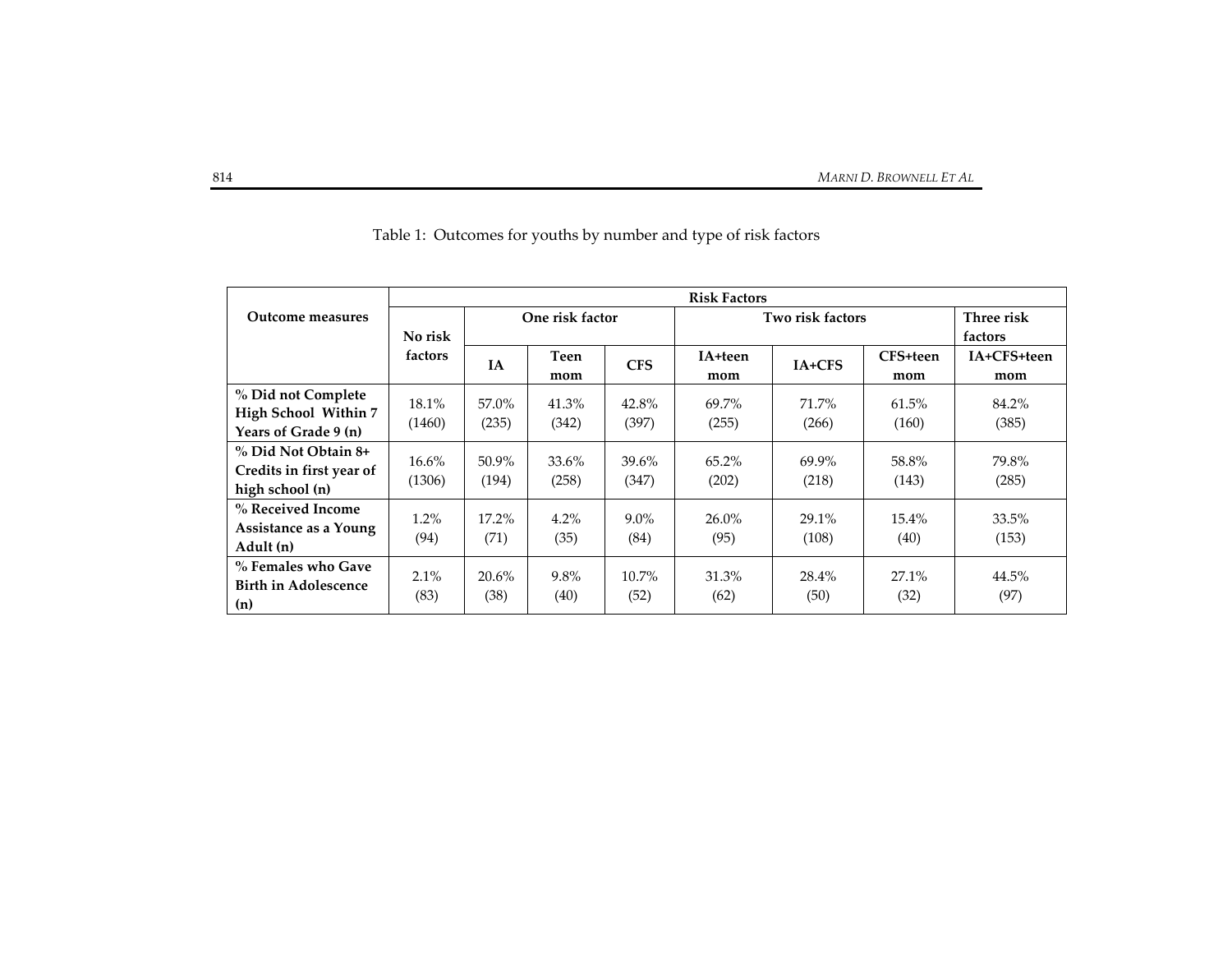Table 1: Outcomes for youths by number and type of risk factors

| Outcome measures | Risk Factors | | | | | | | |
|---|---|---|---|---|---|---|---|---|
| | No risk factors | One risk factor | | | Two risk factors | | | Three risk factors |
| | | IA | Teen mom | CFS | IA+teen mom | IA+CFS | CFS+teen mom | IA+CFS+teen mom |
| **% Did not Complete High School Within 7 Years of Grade 9 (n)** | 18.1% (1460) | 57.0% (235) | 41.3% (342) | 42.8% (397) | 69.7% (255) | 71.7% (266) | 61.5% (160) | 84.2% (385) |
| **% Did Not Obtain 8+ Credits in first year of high school (n)** | 16.6% (1306) | 50.9% (194) | 33.6% (258) | 39.6% (347) | 65.2% (202) | 69.9% (218) | 58.8% (143) | 79.8% (285) |
| **% Received Income Assistance as a Young Adult (n)** | 1.2% (94) | 17.2% (71) | 4.2% (35) | 9.0% (84) | 26.0% (95) | 29.1% (108) | 15.4% (40) | 33.5% (153) |
| **% Females who Gave Birth in Adolescence (n)** | 2.1% (83) | 20.6% (38) | 9.8% (40) | 10.7% (52) | 31.3% (62) | 28.4% (50) | 27.1% (32) | 44.5% (97) |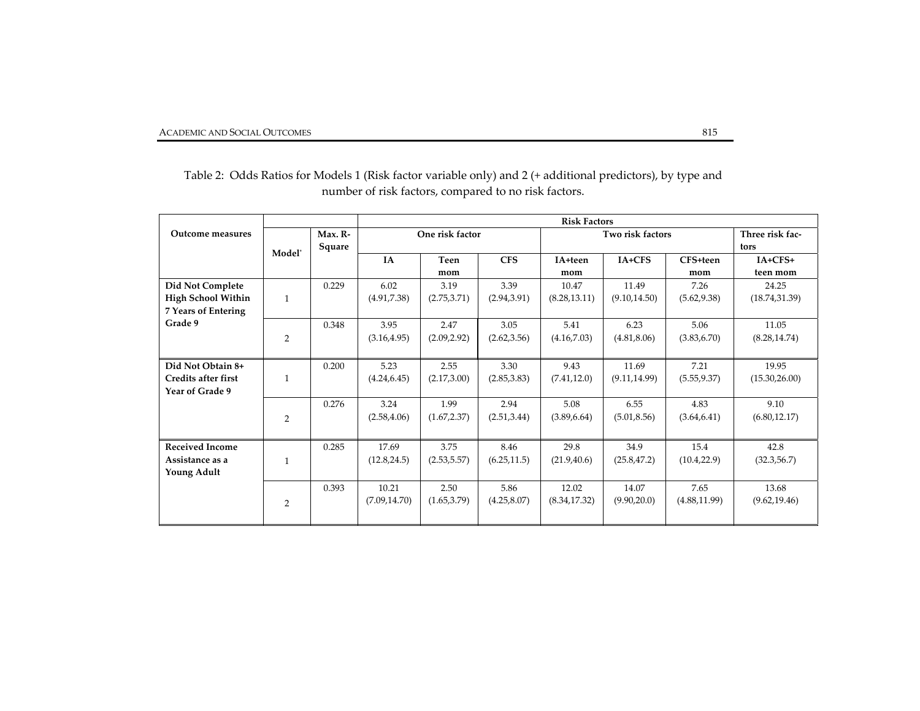Table 2: Odds Ratios for Models 1 (Risk factor variable only) and 2 (+ additional predictors), by type and number of risk factors, compared to no risk factors.

| Outcome measures | Model* | Max. R-Square | Risk Factors | | | | | | |
|---|---|---|---|---|---|---|---|---|---|
| | | | One risk factor | | | Two risk factors | | | Three risk factors |
| | | | IA | Teen mom | CFS | IA+teen mom | IA+CFS | CFS+teen mom | IA+CFS+ teen mom |
| **Did Not Complete High School Within 7 Years of Entering Grade 9** | 1 | 0.229 | 6.02 (4.91,7.38) | 3.19 (2.75,3.71) | 3.39 (2.94,3.91) | 10.47 (8.28,13.11) | 11.49 (9.10,14.50) | 7.26 (5.62,9.38) | 24.25 (18.74,31.39) |
| | 2 | 0.348 | 3.95 (3.16,4.95) | 2.47 (2.09,2.92) | 3.05 (2.62,3.56) | 5.41 (4.16,7.03) | 6.23 (4.81,8.06) | 5.06 (3.83,6.70) | 11.05 (8.28,14.74) |
| **Did Not Obtain 8+ Credits after first Year of Grade 9** | 1 | 0.200 | 5.23 (4.24,6.45) | 2.55 (2.17,3.00) | 3.30 (2.85,3.83) | 9.43 (7.41,12.0) | 11.69 (9.11,14.99) | 7.21 (5.55,9.37) | 19.95 (15.30,26.00) |
| | 2 | 0.276 | 3.24 (2.58,4.06) | 1.99 (1.67,2.37) | 2.94 (2.51,3.44) | 5.08 (3.89,6.64) | 6.55 (5.01,8.56) | 4.83 (3.64,6.41) | 9.10 (6.80,12.17) |
| **Received Income Assistance as a Young Adult** | 1 | 0.285 | 17.69 (12.8,24.5) | 3.75 (2.53,5.57) | 8.46 (6.25,11.5) | 29.8 (21.9,40.6) | 34.9 (25.8,47.2) | 15.4 (10.4,22.9) | 42.8 (32.3,56.7) |
| | 2 | 0.393 | 10.21 (7.09,14.70) | 2.50 (1.65,3.79) | 5.86 (4.25,8.07) | 12.02 (8.34,17.32) | 14.07 (9.90,20.0) | 7.65 (4.88,11.99) | 13.68 (9.62,19.46) |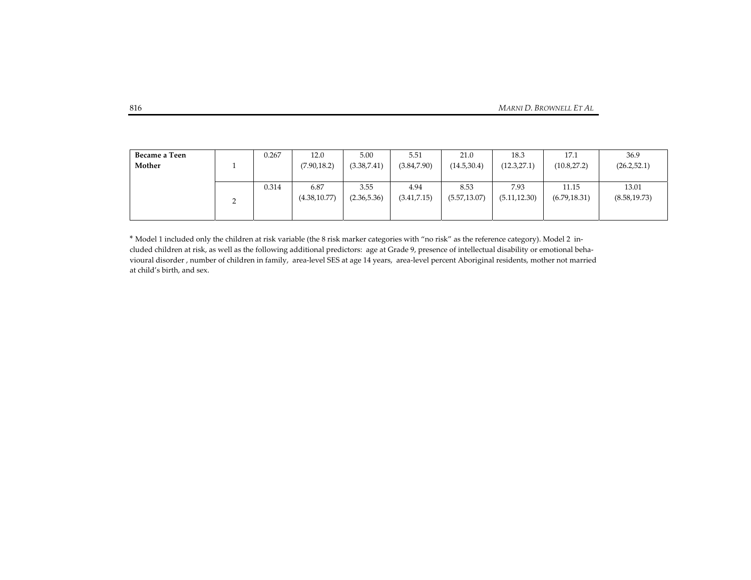| | | | | | | | | | |
|---|---|---|---|---|---|---|---|---|---|
| **Became a Teen Mother** | 1 | 0.267 | 12.0 (7.90,18.2) | 5.00 (3.38,7.41) | 5.51 (3.84,7.90) | 21.0 (14.5,30.4) | 18.3 (12.3,27.1) | 17.1 (10.8,27.2) | 36.9 (26.2,52.1) |
| | 2 | 0.314 | 6.87 (4.38,10.77) | 3.55 (2.36,5.36) | 4.94 (3.41,7.15) | 8.53 (5.57,13.07) | 7.93 (5.11,12.30) | 11.15 (6.79,18.31) | 13.01 (8.58,19.73) |

* Model 1 included only the children at risk variable (the 8 risk marker categories with "no risk" as the reference category). Model 2 included children at risk, as well as the following additional predictors: age at Grade 9, presence of intellectual disability or emotional behavioural disorder , number of children in family, area-level SES at age 14 years, area-level percent Aboriginal residents, mother not married at child's birth, and sex.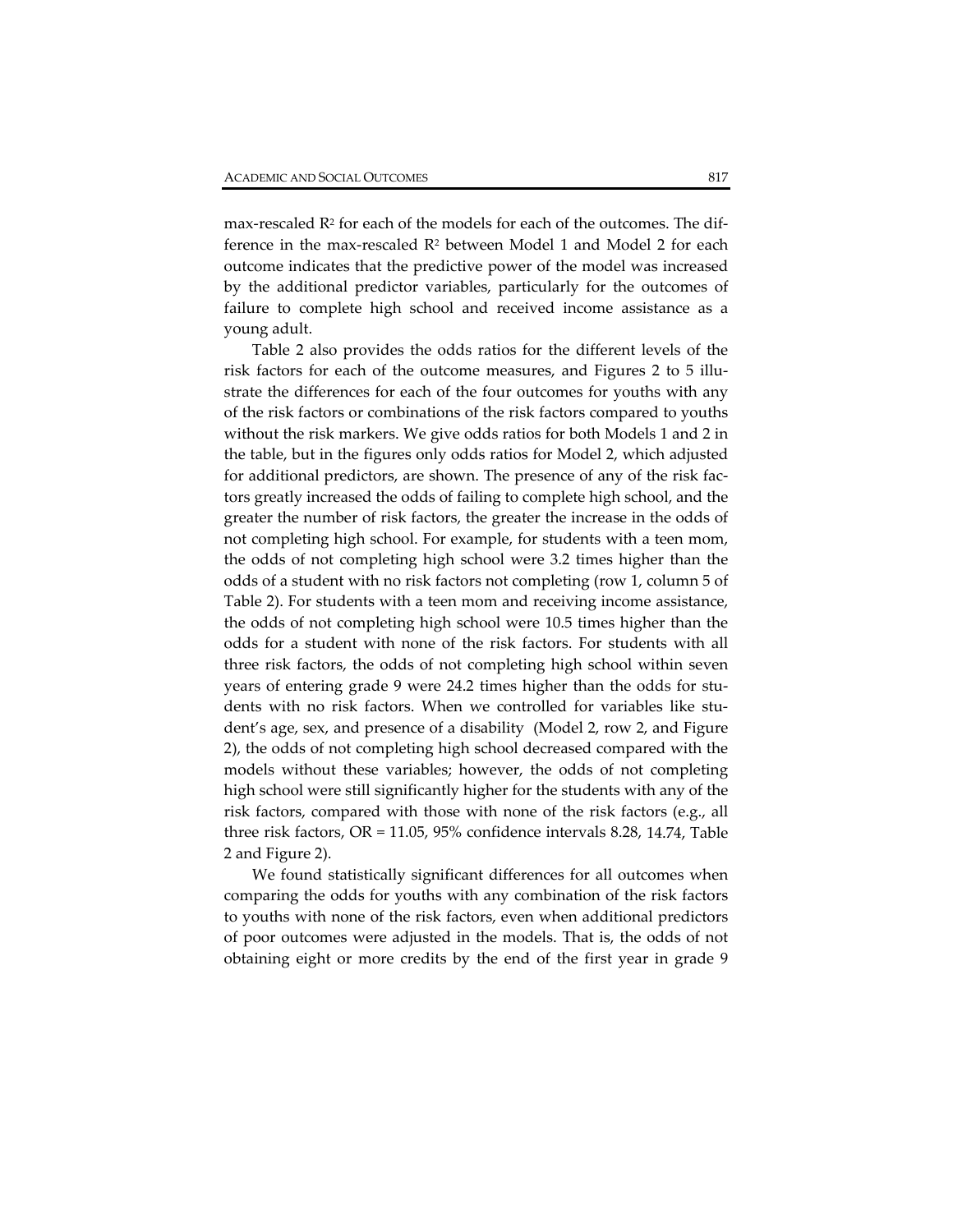max-rescaled $R^2$ for each of the models for each of the outcomes. The difference in the max-rescaled $R^2$ between Model 1 and Model 2 for each outcome indicates that the predictive power of the model was increased by the additional predictor variables, particularly for the outcomes of failure to complete high school and received income assistance as a young adult.

Table 2 also provides the odds ratios for the different levels of the risk factors for each of the outcome measures, and Figures 2 to 5 illustrate the differences for each of the four outcomes for youths with any of the risk factors or combinations of the risk factors compared to youths without the risk markers. We give odds ratios for both Models 1 and 2 in the table, but in the figures only odds ratios for Model 2, which adjusted for additional predictors, are shown. The presence of any of the risk factors greatly increased the odds of failing to complete high school, and the greater the number of risk factors, the greater the increase in the odds of not completing high school. For example, for students with a teen mom, the odds of not completing high school were 3.2 times higher than the odds of a student with no risk factors not completing (row 1, column 5 of Table 2). For students with a teen mom and receiving income assistance, the odds of not completing high school were 10.5 times higher than the odds for a student with none of the risk factors. For students with all three risk factors, the odds of not completing high school within seven years of entering grade 9 were 24.2 times higher than the odds for students with no risk factors. When we controlled for variables like student's age, sex, and presence of a disability (Model 2, row 2, and Figure 2), the odds of not completing high school decreased compared with the models without these variables; however, the odds of not completing high school were still significantly higher for the students with any of the risk factors, compared with those with none of the risk factors (e.g., all three risk factors, OR = 11.05, 95% confidence intervals 8.28, 14.74, Table 2 and Figure 2).

We found statistically significant differences for all outcomes when comparing the odds for youths with any combination of the risk factors to youths with none of the risk factors, even when additional predictors of poor outcomes were adjusted in the models. That is, the odds of not obtaining eight or more credits by the end of the first year in grade 9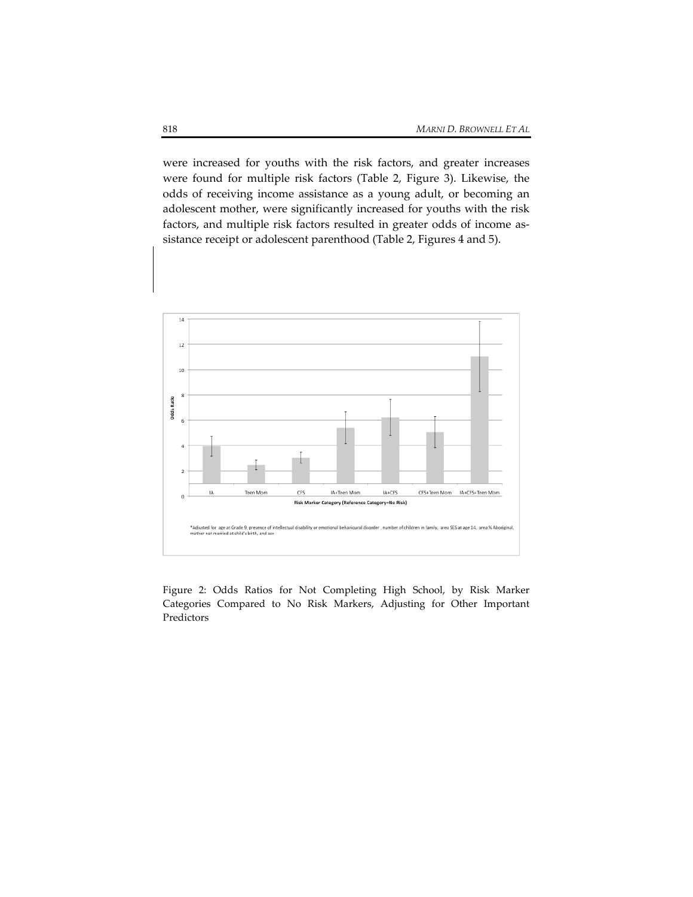were increased for youths with the risk factors, and greater increases were found for multiple risk factors (Table 2, Figure 3). Likewise, the odds of receiving income assistance as a young adult, or becoming an adolescent mother, were significantly increased for youths with the risk factors, and multiple risk factors resulted in greater odds of income assistance receipt or adolescent parenthood (Table 2, Figures 4 and 5).

*Adjusted for age at Grade 9, presence of intellectual disability or emotional behavioural disorder, number of children in family, area SES at age 14, area % Aboriginal, mother not married at child's birth, and sex

Figure 2: Odds Ratios for Not Completing High School, by Risk Marker Categories Compared to No Risk Markers, Adjusting for Other Important Predictors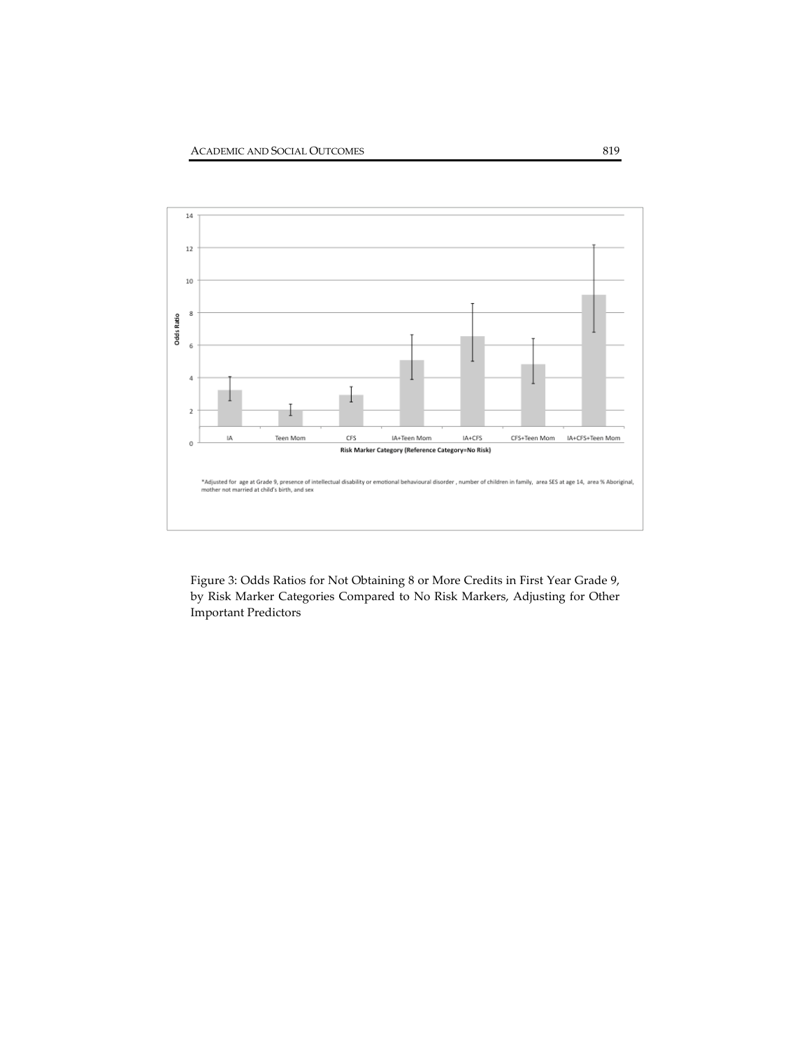Figure 3: Odds Ratios for Not Obtaining 8 or More Credits in First Year Grade 9, by Risk Marker Categories Compared to No Risk Markers, Adjusting for Other Important Predictors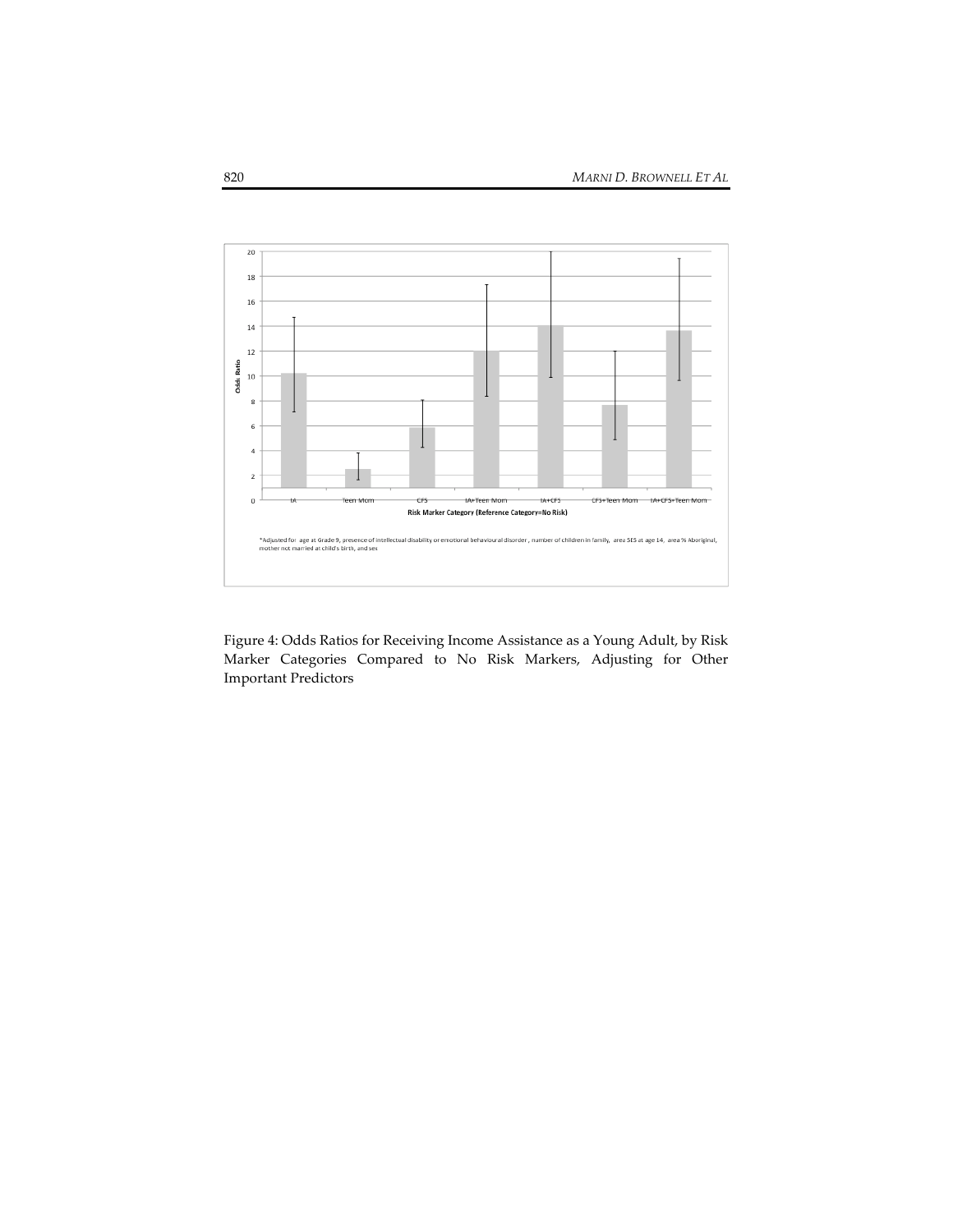Odds Ratio

Risk Marker Category (Reference Category=No Risk)

IA | Teen Mom | CFS | IA+Teen Mom | IA+CFS | CFS+Teen Mom | IA+CFS+Teen Mom

*Adjusted for age at Grade 9, presence of intellectual disability or emotional behavioural disorder, number of children in family, area SES at age 14, area % Aboriginal, mother not married at child's birth, and sex

Figure 4: Odds Ratios for Receiving Income Assistance as a Young Adult, by Risk Marker Categories Compared to No Risk Markers, Adjusting for Other Important Predictors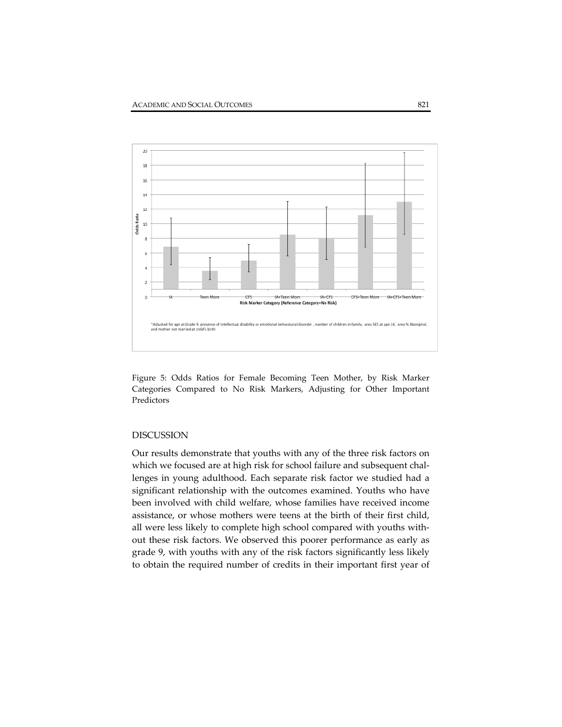*Adjusted for age at Grade 9, presence of intellectual disability or emotional behavioural disorder , number of children in family, area SES at age 14, area % Aboriginal, and mother not married at child's birth

Figure 5: Odds Ratios for Female Becoming Teen Mother, by Risk Marker Categories Compared to No Risk Markers, Adjusting for Other Important Predictors

## DISCUSSION

Our results demonstrate that youths with any of the three risk factors on which we focused are at high risk for school failure and subsequent challenges in young adulthood. Each separate risk factor we studied had a significant relationship with the outcomes examined. Youths who have been involved with child welfare, whose families have received income assistance, or whose mothers were teens at the birth of their first child, all were less likely to complete high school compared with youths without these risk factors. We observed this poorer performance as early as grade 9, with youths with any of the risk factors significantly less likely to obtain the required number of credits in their important first year of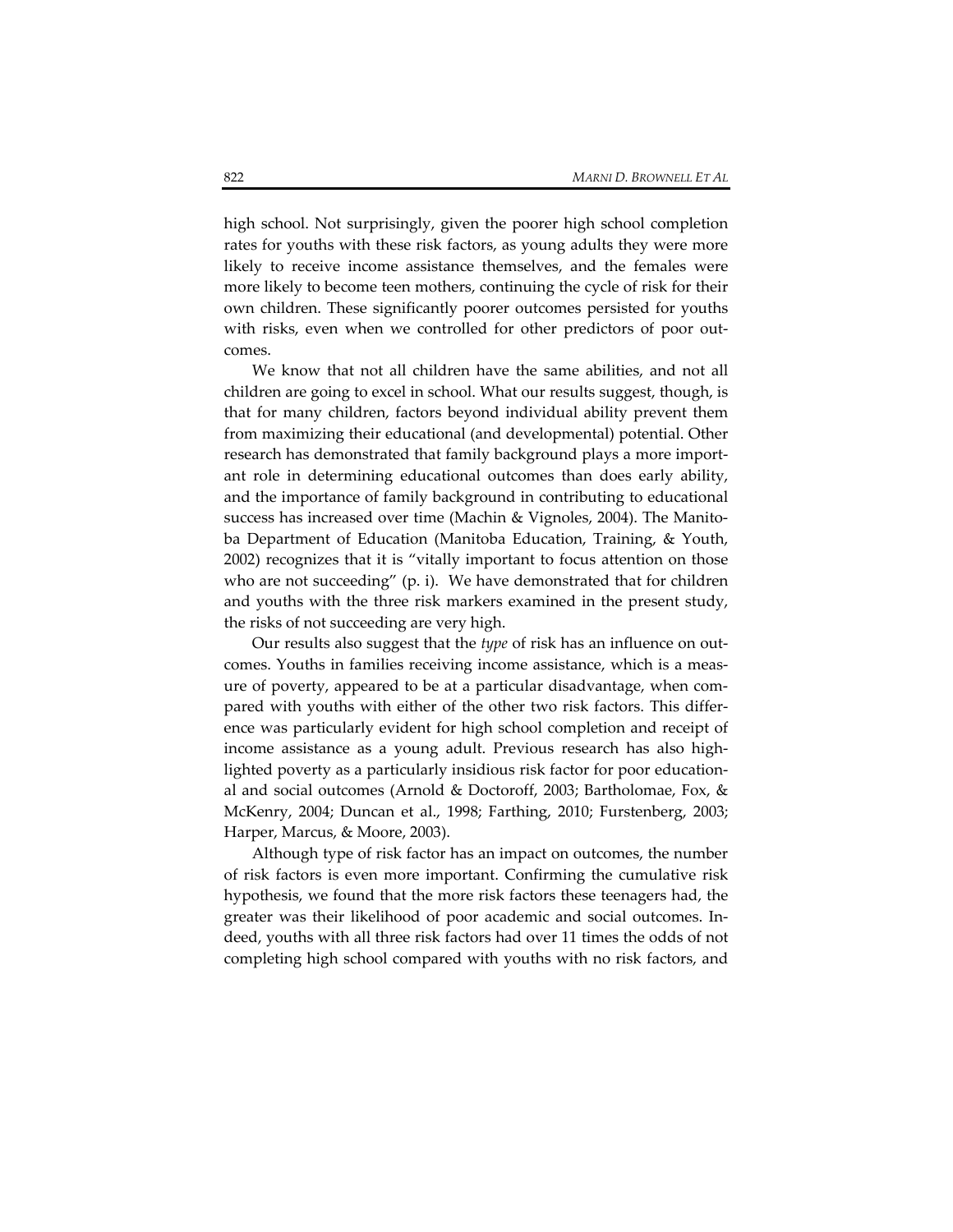high school. Not surprisingly, given the poorer high school completion rates for youths with these risk factors, as young adults they were more likely to receive income assistance themselves, and the females were more likely to become teen mothers, continuing the cycle of risk for their own children. These significantly poorer outcomes persisted for youths with risks, even when we controlled for other predictors of poor outcomes.

We know that not all children have the same abilities, and not all children are going to excel in school. What our results suggest, though, is that for many children, factors beyond individual ability prevent them from maximizing their educational (and developmental) potential. Other research has demonstrated that family background plays a more important role in determining educational outcomes than does early ability, and the importance of family background in contributing to educational success has increased over time (Machin & Vignoles, 2004). The Manitoba Department of Education (Manitoba Education, Training, & Youth, 2002) recognizes that it is "vitally important to focus attention on those who are not succeeding" (p. i). We have demonstrated that for children and youths with the three risk markers examined in the present study, the risks of not succeeding are very high.

Our results also suggest that the *type* of risk has an influence on outcomes. Youths in families receiving income assistance, which is a measure of poverty, appeared to be at a particular disadvantage, when compared with youths with either of the other two risk factors. This difference was particularly evident for high school completion and receipt of income assistance as a young adult. Previous research has also highlighted poverty as a particularly insidious risk factor for poor educational and social outcomes (Arnold & Doctoroff, 2003; Bartholomae, Fox, & McKenry, 2004; Duncan et al., 1998; Farthing, 2010; Furstenberg, 2003; Harper, Marcus, & Moore, 2003).

Although type of risk factor has an impact on outcomes, the number of risk factors is even more important. Confirming the cumulative risk hypothesis, we found that the more risk factors these teenagers had, the greater was their likelihood of poor academic and social outcomes. Indeed, youths with all three risk factors had over 11 times the odds of not completing high school compared with youths with no risk factors, and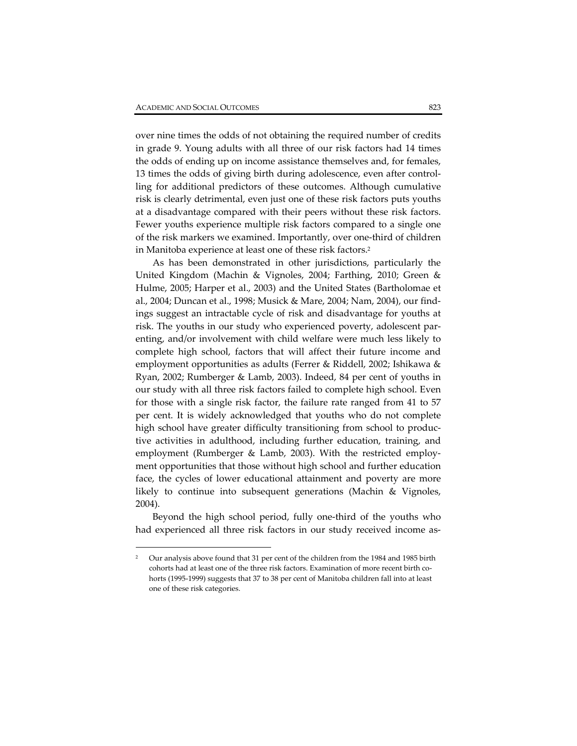over nine times the odds of not obtaining the required number of credits in grade 9. Young adults with all three of our risk factors had 14 times the odds of ending up on income assistance themselves and, for females, 13 times the odds of giving birth during adolescence, even after controlling for additional predictors of these outcomes. Although cumulative risk is clearly detrimental, even just one of these risk factors puts youths at a disadvantage compared with their peers without these risk factors. Fewer youths experience multiple risk factors compared to a single one of the risk markers we examined. Importantly, over one-third of children in Manitoba experience at least one of these risk factors.[2]

As has been demonstrated in other jurisdictions, particularly the United Kingdom (Machin & Vignoles, 2004; Farthing, 2010; Green & Hulme, 2005; Harper et al., 2003) and the United States (Bartholomae et al., 2004; Duncan et al., 1998; Musick & Mare, 2004; Nam, 2004), our findings suggest an intractable cycle of risk and disadvantage for youths at risk. The youths in our study who experienced poverty, adolescent parenting, and/or involvement with child welfare were much less likely to complete high school, factors that will affect their future income and employment opportunities as adults (Ferrer & Riddell, 2002; Ishikawa & Ryan, 2002; Rumberger & Lamb, 2003). Indeed, 84 per cent of youths in our study with all three risk factors failed to complete high school. Even for those with a single risk factor, the failure rate ranged from 41 to 57 per cent. It is widely acknowledged that youths who do not complete high school have greater difficulty transitioning from school to productive activities in adulthood, including further education, training, and employment (Rumberger & Lamb, 2003). With the restricted employment opportunities that those without high school and further education face, the cycles of lower educational attainment and poverty are more likely to continue into subsequent generations (Machin & Vignoles, 2004).

Beyond the high school period, fully one-third of the youths who had experienced all three risk factors in our study received income as-

[2] Our analysis above found that 31 per cent of the children from the 1984 and 1985 birth cohorts had at least one of the three risk factors. Examination of more recent birth cohorts (1995-1999) suggests that 37 to 38 per cent of Manitoba children fall into at least one of these risk categories.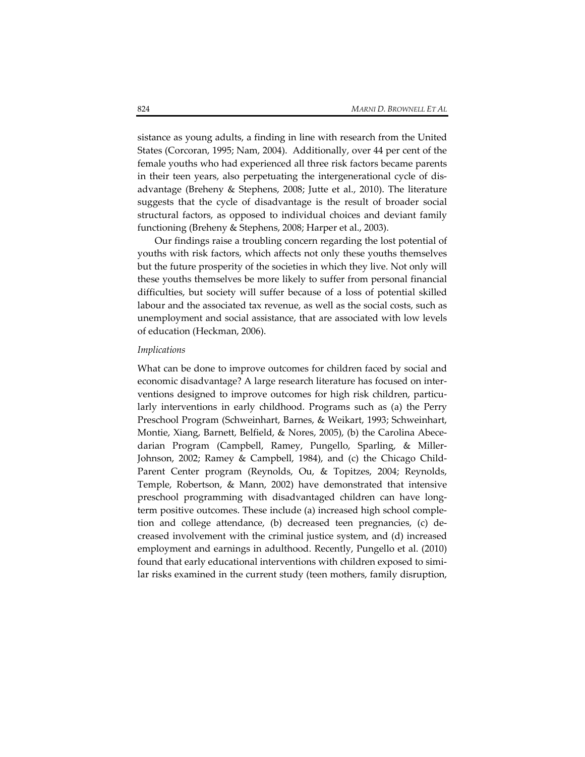sistance as young adults, a finding in line with research from the United States (Corcoran, 1995; Nam, 2004). Additionally, over 44 per cent of the female youths who had experienced all three risk factors became parents in their teen years, also perpetuating the intergenerational cycle of disadvantage (Breheny & Stephens, 2008; Jutte et al., 2010). The literature suggests that the cycle of disadvantage is the result of broader social structural factors, as opposed to individual choices and deviant family functioning (Breheny & Stephens, 2008; Harper et al., 2003).

Our findings raise a troubling concern regarding the lost potential of youths with risk factors, which affects not only these youths themselves but the future prosperity of the societies in which they live. Not only will these youths themselves be more likely to suffer from personal financial difficulties, but society will suffer because of a loss of potential skilled labour and the associated tax revenue, as well as the social costs, such as unemployment and social assistance, that are associated with low levels of education (Heckman, 2006).

*Implications*

What can be done to improve outcomes for children faced by social and economic disadvantage? A large research literature has focused on interventions designed to improve outcomes for high risk children, particularly interventions in early childhood. Programs such as (a) the Perry Preschool Program (Schweinhart, Barnes, & Weikart, 1993; Schweinhart, Montie, Xiang, Barnett, Belfield, & Nores, 2005), (b) the Carolina Abecedarian Program (Campbell, Ramey, Pungello, Sparling, & Miller-Johnson, 2002; Ramey & Campbell, 1984), and (c) the Chicago Child-Parent Center program (Reynolds, Ou, & Topitzes, 2004; Reynolds, Temple, Robertson, & Mann, 2002) have demonstrated that intensive preschool programming with disadvantaged children can have long-term positive outcomes. These include (a) increased high school completion and college attendance, (b) decreased teen pregnancies, (c) decreased involvement with the criminal justice system, and (d) increased employment and earnings in adulthood. Recently, Pungello et al. (2010) found that early educational interventions with children exposed to similar risks examined in the current study (teen mothers, family disruption,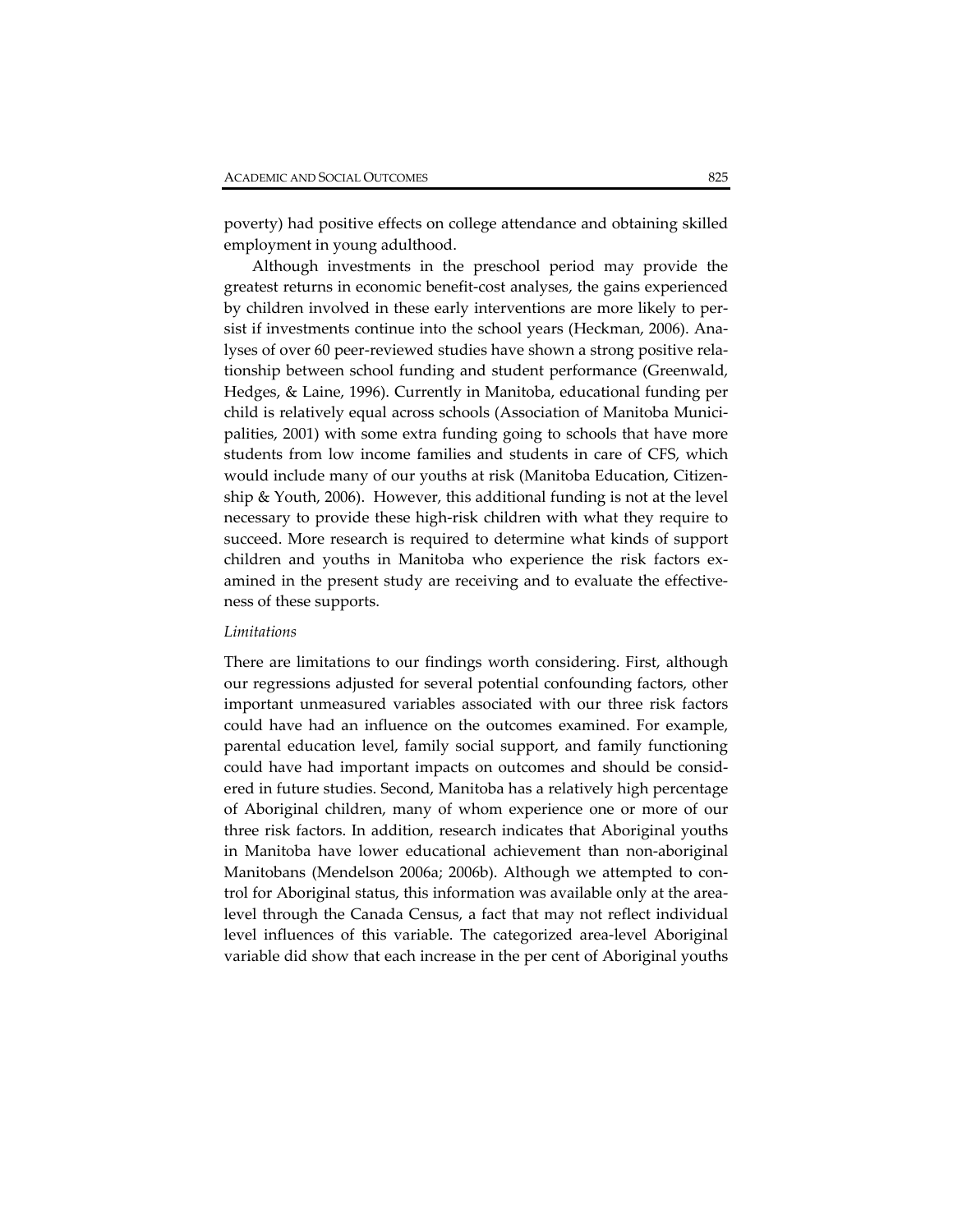poverty) had positive effects on college attendance and obtaining skilled employment in young adulthood.

Although investments in the preschool period may provide the greatest returns in economic benefit-cost analyses, the gains experienced by children involved in these early interventions are more likely to persist if investments continue into the school years (Heckman, 2006). Analyses of over 60 peer-reviewed studies have shown a strong positive relationship between school funding and student performance (Greenwald, Hedges, & Laine, 1996). Currently in Manitoba, educational funding per child is relatively equal across schools (Association of Manitoba Municipalities, 2001) with some extra funding going to schools that have more students from low income families and students in care of CFS, which would include many of our youths at risk (Manitoba Education, Citizenship & Youth, 2006). However, this additional funding is not at the level necessary to provide these high-risk children with what they require to succeed. More research is required to determine what kinds of support children and youths in Manitoba who experience the risk factors examined in the present study are receiving and to evaluate the effectiveness of these supports.

*Limitations*

There are limitations to our findings worth considering. First, although our regressions adjusted for several potential confounding factors, other important unmeasured variables associated with our three risk factors could have had an influence on the outcomes examined. For example, parental education level, family social support, and family functioning could have had important impacts on outcomes and should be considered in future studies. Second, Manitoba has a relatively high percentage of Aboriginal children, many of whom experience one or more of our three risk factors. In addition, research indicates that Aboriginal youths in Manitoba have lower educational achievement than non-aboriginal Manitobans (Mendelson 2006a; 2006b). Although we attempted to control for Aboriginal status, this information was available only at the area-level through the Canada Census, a fact that may not reflect individual level influences of this variable. The categorized area-level Aboriginal variable did show that each increase in the per cent of Aboriginal youths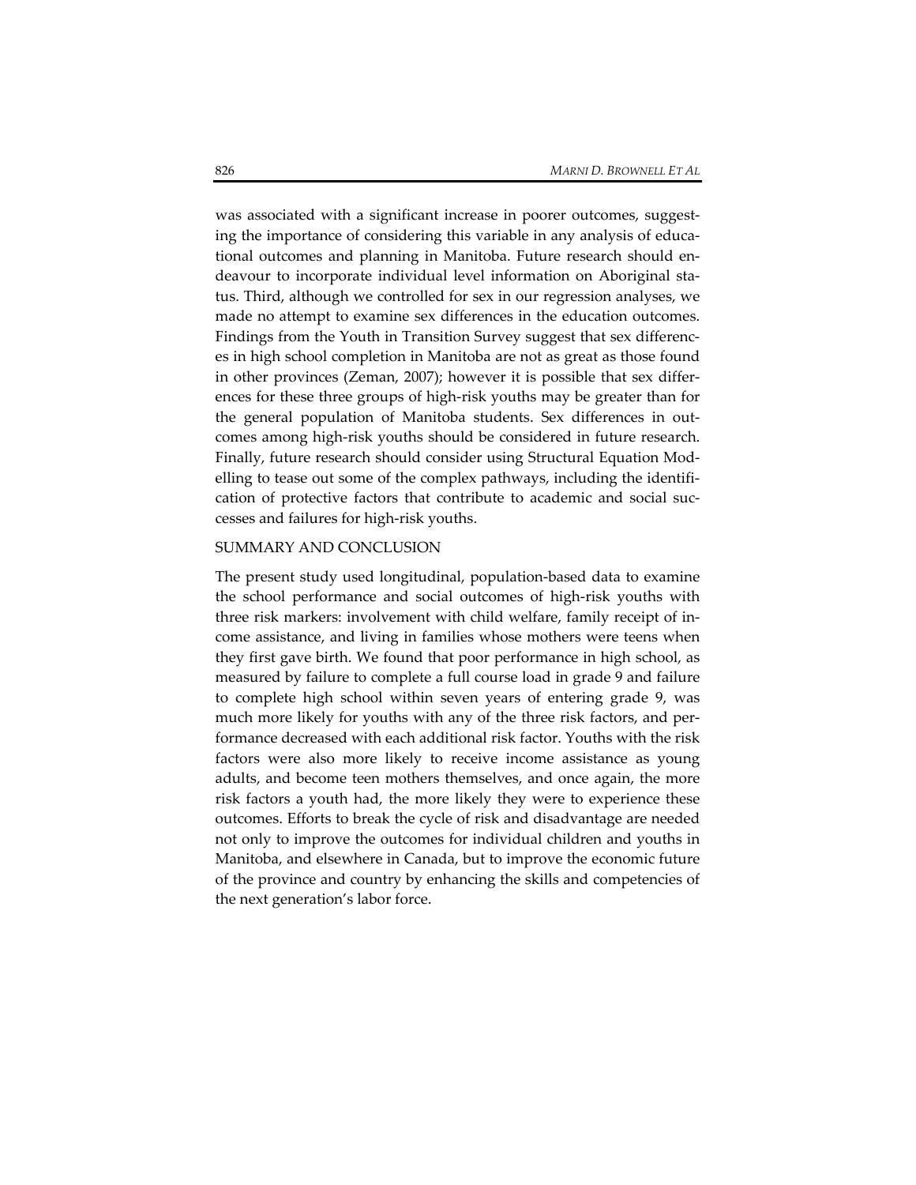was associated with a significant increase in poorer outcomes, suggesting the importance of considering this variable in any analysis of educational outcomes and planning in Manitoba. Future research should endeavour to incorporate individual level information on Aboriginal status. Third, although we controlled for sex in our regression analyses, we made no attempt to examine sex differences in the education outcomes. Findings from the Youth in Transition Survey suggest that sex differences in high school completion in Manitoba are not as great as those found in other provinces (Zeman, 2007); however it is possible that sex differences for these three groups of high-risk youths may be greater than for the general population of Manitoba students. Sex differences in outcomes among high-risk youths should be considered in future research. Finally, future research should consider using Structural Equation Modelling to tease out some of the complex pathways, including the identification of protective factors that contribute to academic and social successes and failures for high-risk youths.

## SUMMARY AND CONCLUSION

The present study used longitudinal, population-based data to examine the school performance and social outcomes of high-risk youths with three risk markers: involvement with child welfare, family receipt of income assistance, and living in families whose mothers were teens when they first gave birth. We found that poor performance in high school, as measured by failure to complete a full course load in grade 9 and failure to complete high school within seven years of entering grade 9, was much more likely for youths with any of the three risk factors, and performance decreased with each additional risk factor. Youths with the risk factors were also more likely to receive income assistance as young adults, and become teen mothers themselves, and once again, the more risk factors a youth had, the more likely they were to experience these outcomes. Efforts to break the cycle of risk and disadvantage are needed not only to improve the outcomes for individual children and youths in Manitoba, and elsewhere in Canada, but to improve the economic future of the province and country by enhancing the skills and competencies of the next generation's labor force.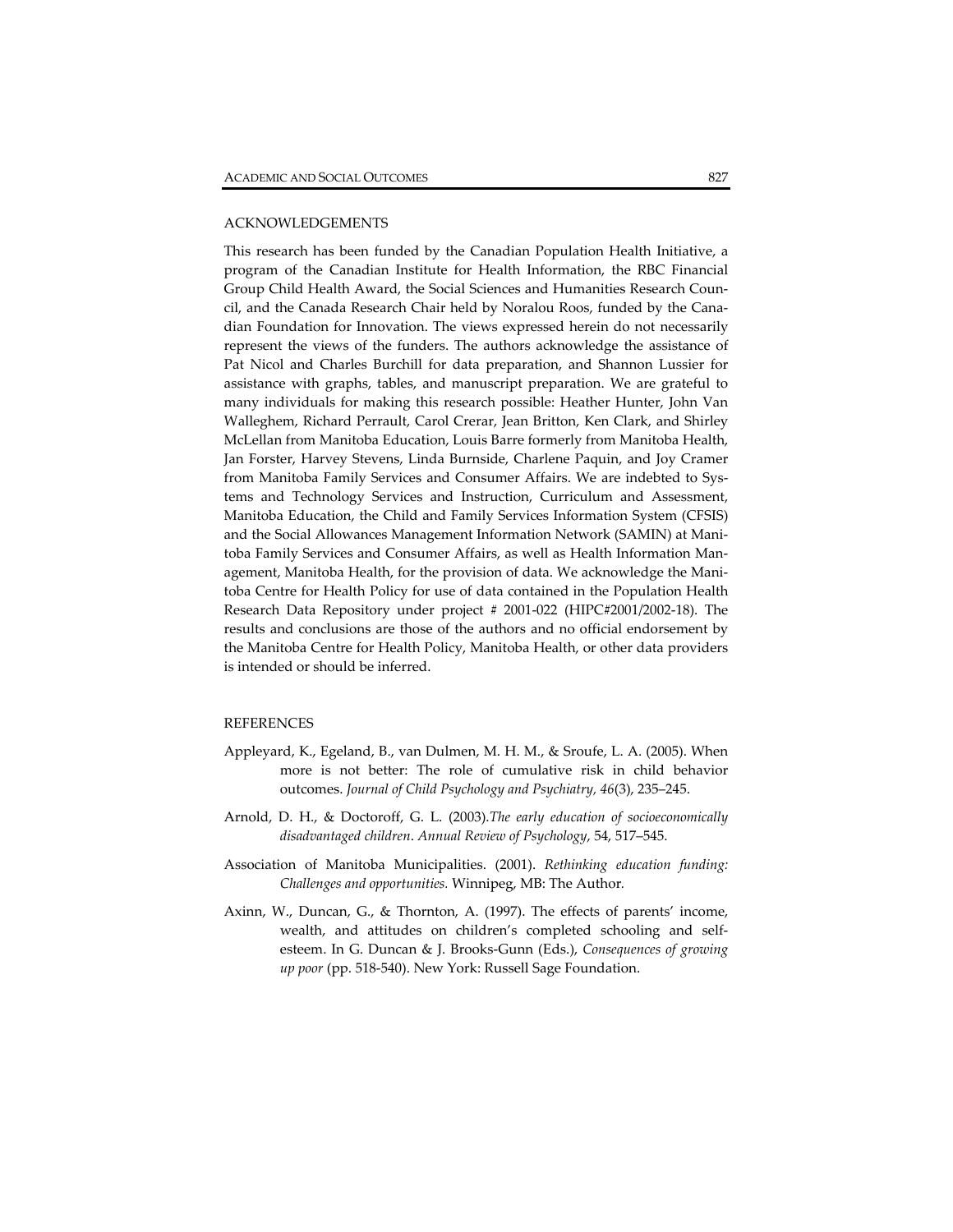## ACKNOWLEDGEMENTS

This research has been funded by the Canadian Population Health Initiative, a program of the Canadian Institute for Health Information, the RBC Financial Group Child Health Award, the Social Sciences and Humanities Research Council, and the Canada Research Chair held by Noralou Roos, funded by the Canadian Foundation for Innovation. The views expressed herein do not necessarily represent the views of the funders. The authors acknowledge the assistance of Pat Nicol and Charles Burchill for data preparation, and Shannon Lussier for assistance with graphs, tables, and manuscript preparation. We are grateful to many individuals for making this research possible: Heather Hunter, John Van Walleghem, Richard Perrault, Carol Crerar, Jean Britton, Ken Clark, and Shirley McLellan from Manitoba Education, Louis Barre formerly from Manitoba Health, Jan Forster, Harvey Stevens, Linda Burnside, Charlene Paquin, and Joy Cramer from Manitoba Family Services and Consumer Affairs. We are indebted to Systems and Technology Services and Instruction, Curriculum and Assessment, Manitoba Education, the Child and Family Services Information System (CFSIS) and the Social Allowances Management Information Network (SAMIN) at Manitoba Family Services and Consumer Affairs, as well as Health Information Management, Manitoba Health, for the provision of data. We acknowledge the Manitoba Centre for Health Policy for use of data contained in the Population Health Research Data Repository under project # 2001-022 (HIPC#2001/2002-18). The results and conclusions are those of the authors and no official endorsement by the Manitoba Centre for Health Policy, Manitoba Health, or other data providers is intended or should be inferred.

## REFERENCES

Appleyard, K., Egeland, B., van Dulmen, M. H. M., & Sroufe, L. A. (2005). When more is not better: The role of cumulative risk in child behavior outcomes. *Journal of Child Psychology and Psychiatry, 46*(3), 235–245.

Arnold, D. H., & Doctoroff, G. L. (2003).*The early education of socioeconomically disadvantaged children*. *Annual Review of Psychology*, 54, 517–545.

Association of Manitoba Municipalities. (2001). *Rethinking education funding: Challenges and opportunities.* Winnipeg, MB: The Author.

Axinn, W., Duncan, G., & Thornton, A. (1997). The effects of parents' income, wealth, and attitudes on children's completed schooling and self-esteem. In G. Duncan & J. Brooks-Gunn (Eds.), *Consequences of growing up poor* (pp. 518-540). New York: Russell Sage Foundation.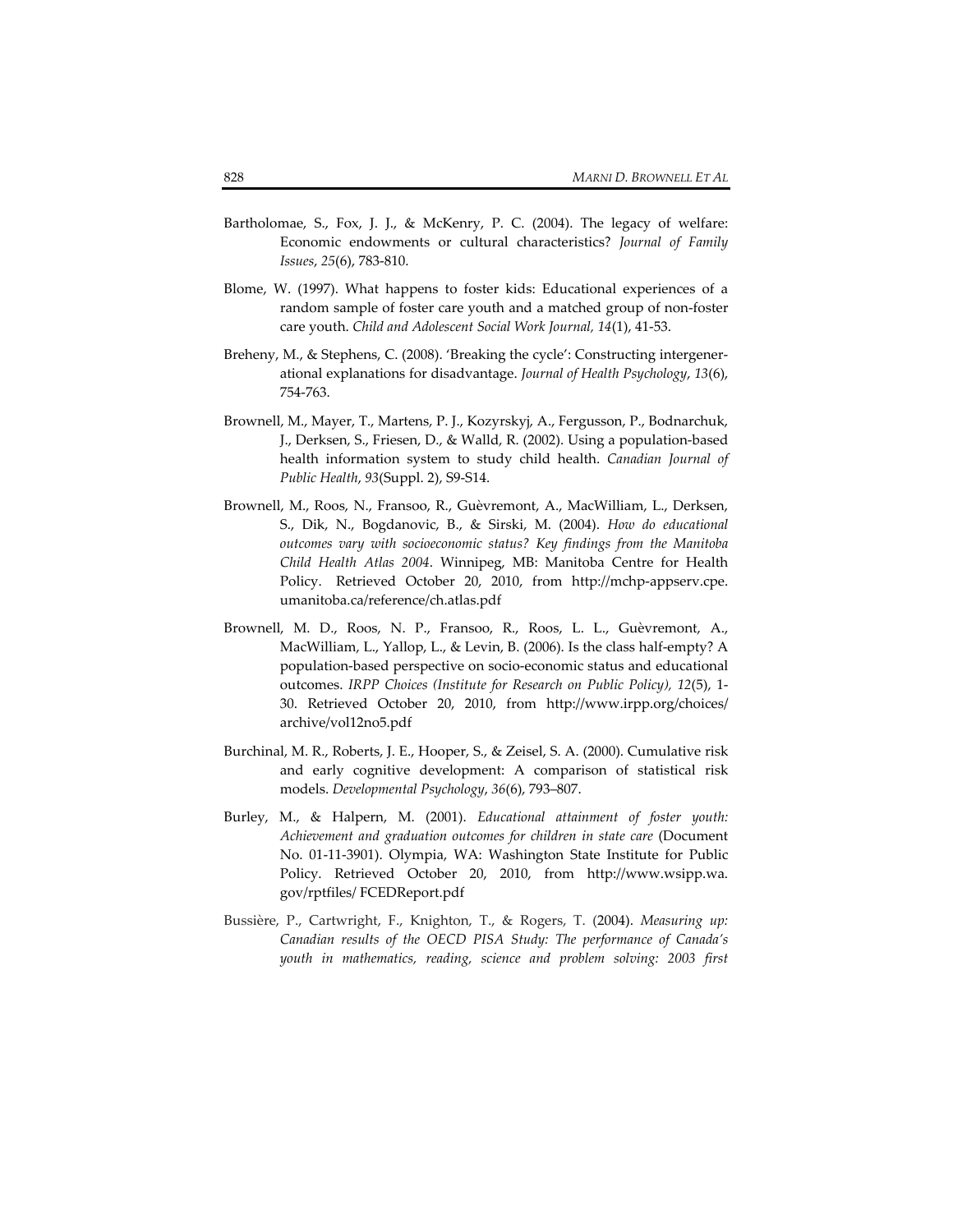Bartholomae, S., Fox, J. J., & McKenry, P. C. (2004). The legacy of welfare: Economic endowments or cultural characteristics? *Journal of Family Issues*, *25*(6), 783-810.

Blome, W. (1997). What happens to foster kids: Educational experiences of a random sample of foster care youth and a matched group of non-foster care youth. *Child and Adolescent Social Work Journal, 14*(1), 41-53.

Breheny, M., & Stephens, C. (2008). 'Breaking the cycle': Constructing intergenerational explanations for disadvantage. *Journal of Health Psychology*, *13*(6), 754-763.

Brownell, M., Mayer, T., Martens, P. J., Kozyrskyj, A., Fergusson, P., Bodnarchuk, J., Derksen, S., Friesen, D., & Walld, R. (2002). Using a population-based health information system to study child health. *Canadian Journal of Public Health*, *93*(Suppl. 2), S9-S14.

Brownell, M., Roos, N., Fransoo, R., Guèvremont, A., MacWilliam, L., Derksen, S., Dik, N., Bogdanovic, B., & Sirski, M. (2004). *How do educational outcomes vary with socioeconomic status? Key findings from the Manitoba Child Health Atlas 2004*. Winnipeg, MB: Manitoba Centre for Health Policy. Retrieved October 20, 2010, from http://mchp-appserv.cpe.umanitoba.ca/reference/ch.atlas.pdf

Brownell, M. D., Roos, N. P., Fransoo, R., Roos, L. L., Guèvremont, A., MacWilliam, L., Yallop, L., & Levin, B. (2006). Is the class half-empty? A population-based perspective on socio-economic status and educational outcomes. *IRPP Choices (Institute for Research on Public Policy), 12*(5), 1-30. Retrieved October 20, 2010, from http://www.irpp.org/choices/archive/vol12no5.pdf

Burchinal, M. R., Roberts, J. E., Hooper, S., & Zeisel, S. A. (2000). Cumulative risk and early cognitive development: A comparison of statistical risk models. *Developmental Psychology*, *36*(6), 793–807.

Burley, M., & Halpern, M. (2001). *Educational attainment of foster youth: Achievement and graduation outcomes for children in state care* (Document No. 01-11-3901). Olympia, WA: Washington State Institute for Public Policy. Retrieved October 20, 2010, from http://www.wsipp.wa.gov/rptfiles/ FCEDReport.pdf

Bussière, P., Cartwright, F., Knighton, T., & Rogers, T. (2004). *Measuring up: Canadian results of the OECD PISA Study: The performance of Canada's youth in mathematics, reading, science and problem solving: 2003 first*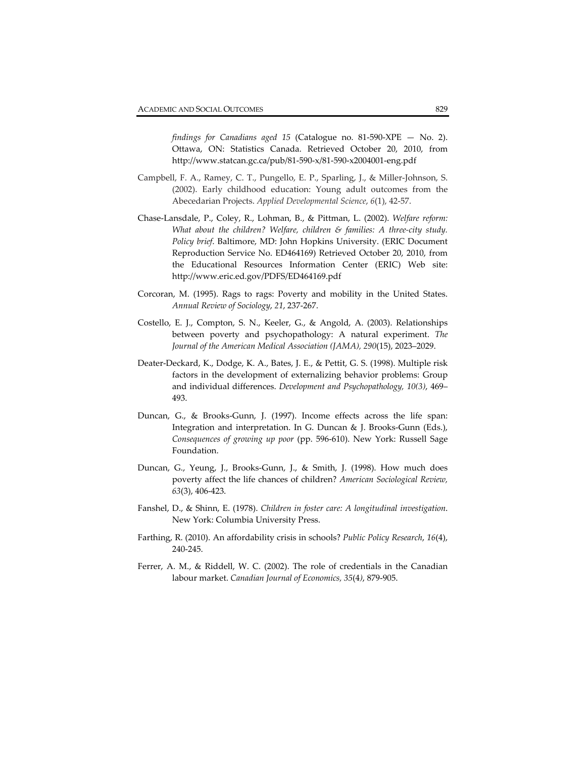*findings for Canadians aged 15* (Catalogue no. 81-590-XPE — No. 2). Ottawa, ON: Statistics Canada. Retrieved October 20, 2010, from http://www.statcan.gc.ca/pub/81-590-x/81-590-x2004001-eng.pdf

Campbell, F. A., Ramey, C. T., Pungello, E. P., Sparling, J., & Miller-Johnson, S. (2002). Early childhood education: Young adult outcomes from the Abecedarian Projects. *Applied Developmental Science*, *6*(1), 42-57.

Chase-Lansdale, P., Coley, R., Lohman, B., & Pittman, L. (2002). *Welfare reform: What about the children? Welfare, children & families: A three-city study. Policy brief*. Baltimore, MD: John Hopkins University. (ERIC Document Reproduction Service No. ED464169) Retrieved October 20, 2010, from the Educational Resources Information Center (ERIC) Web site: http://www.eric.ed.gov/PDFS/ED464169.pdf

Corcoran, M. (1995). Rags to rags: Poverty and mobility in the United States. *Annual Review of Sociology*, *21*, 237-267.

Costello, E. J., Compton, S. N., Keeler, G., & Angold, A. (2003). Relationships between poverty and psychopathology: A natural experiment. *The Journal of the American Medical Association (JAMA), 290*(15), 2023–2029.

Deater-Deckard, K., Dodge, K. A., Bates, J. E., & Pettit, G. S. (1998). Multiple risk factors in the development of externalizing behavior problems: Group and individual differences. *Development and Psychopathology, 10(3)*, 469–493.

Duncan, G., & Brooks-Gunn, J. (1997). Income effects across the life span: Integration and interpretation. In G. Duncan & J. Brooks-Gunn (Eds.), *Consequences of growing up poor* (pp. 596-610). New York: Russell Sage Foundation.

Duncan, G., Yeung, J., Brooks-Gunn, J., & Smith, J. (1998). How much does poverty affect the life chances of children? *American Sociological Review, 63*(3), 406-423.

Fanshel, D., & Shinn, E. (1978). *Children in foster care: A longitudinal investigation*. New York: Columbia University Press.

Farthing, R. (2010). An affordability crisis in schools? *Public Policy Research*, *16*(4), 240-245.

Ferrer, A. M., & Riddell, W. C. (2002). The role of credentials in the Canadian labour market. *Canadian Journal of Economics*, *35*(4), 879-905.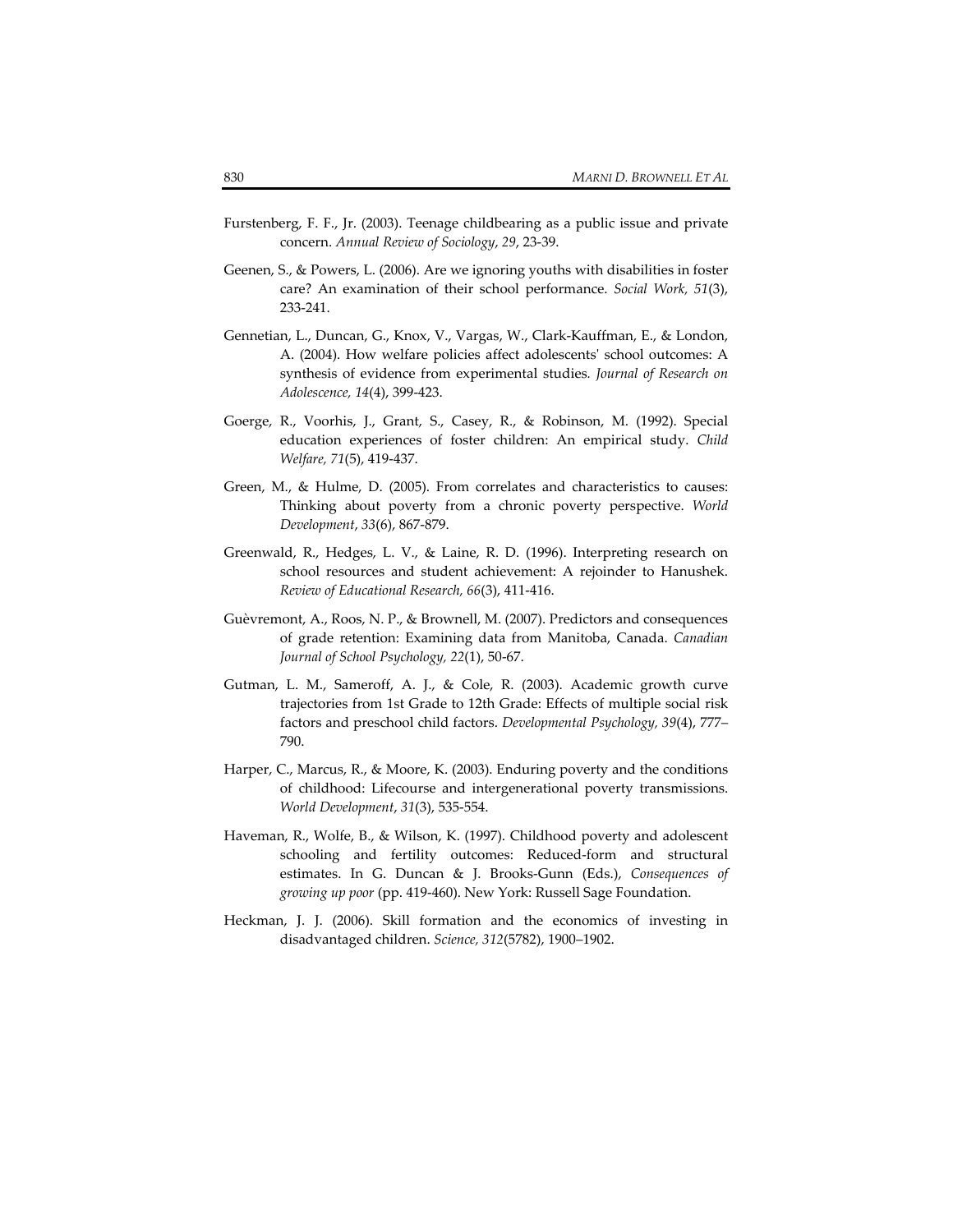Furstenberg, F. F., Jr. (2003). Teenage childbearing as a public issue and private concern. *Annual Review of Sociology*, *29*, 23-39.

Geenen, S., & Powers, L. (2006). Are we ignoring youths with disabilities in foster care? An examination of their school performance. *Social Work, 51*(3), 233-241.

Gennetian, L., Duncan, G., Knox, V., Vargas, W., Clark-Kauffman, E., & London, A. (2004). How welfare policies affect adolescents' school outcomes: A synthesis of evidence from experimental studies*. Journal of Research on Adolescence, 14*(4), 399-423.

Goerge, R., Voorhis, J., Grant, S., Casey, R., & Robinson, M. (1992). Special education experiences of foster children: An empirical study. *Child Welfare, 71*(5), 419-437.

Green, M., & Hulme, D. (2005). From correlates and characteristics to causes: Thinking about poverty from a chronic poverty perspective. *World Development*, *33*(6), 867-879.

Greenwald, R., Hedges, L. V., & Laine, R. D. (1996). Interpreting research on school resources and student achievement: A rejoinder to Hanushek. *Review of Educational Research, 66*(3), 411-416.

Guèvremont, A., Roos, N. P., & Brownell, M. (2007). Predictors and consequences of grade retention: Examining data from Manitoba, Canada. *Canadian Journal of School Psychology, 22*(1), 50-67.

Gutman, L. M., Sameroff, A. J., & Cole, R. (2003). Academic growth curve trajectories from 1st Grade to 12th Grade: Effects of multiple social risk factors and preschool child factors. *Developmental Psychology, 39*(4), 777–790.

Harper, C., Marcus, R., & Moore, K. (2003). Enduring poverty and the conditions of childhood: Lifecourse and intergenerational poverty transmissions. *World Development*, *31*(3), 535-554.

Haveman, R., Wolfe, B., & Wilson, K. (1997). Childhood poverty and adolescent schooling and fertility outcomes: Reduced-form and structural estimates. In G. Duncan & J. Brooks-Gunn (Eds.), *Consequences of growing up poor* (pp. 419-460). New York: Russell Sage Foundation.

Heckman, J. J. (2006). Skill formation and the economics of investing in disadvantaged children. *Science, 312*(5782), 1900–1902.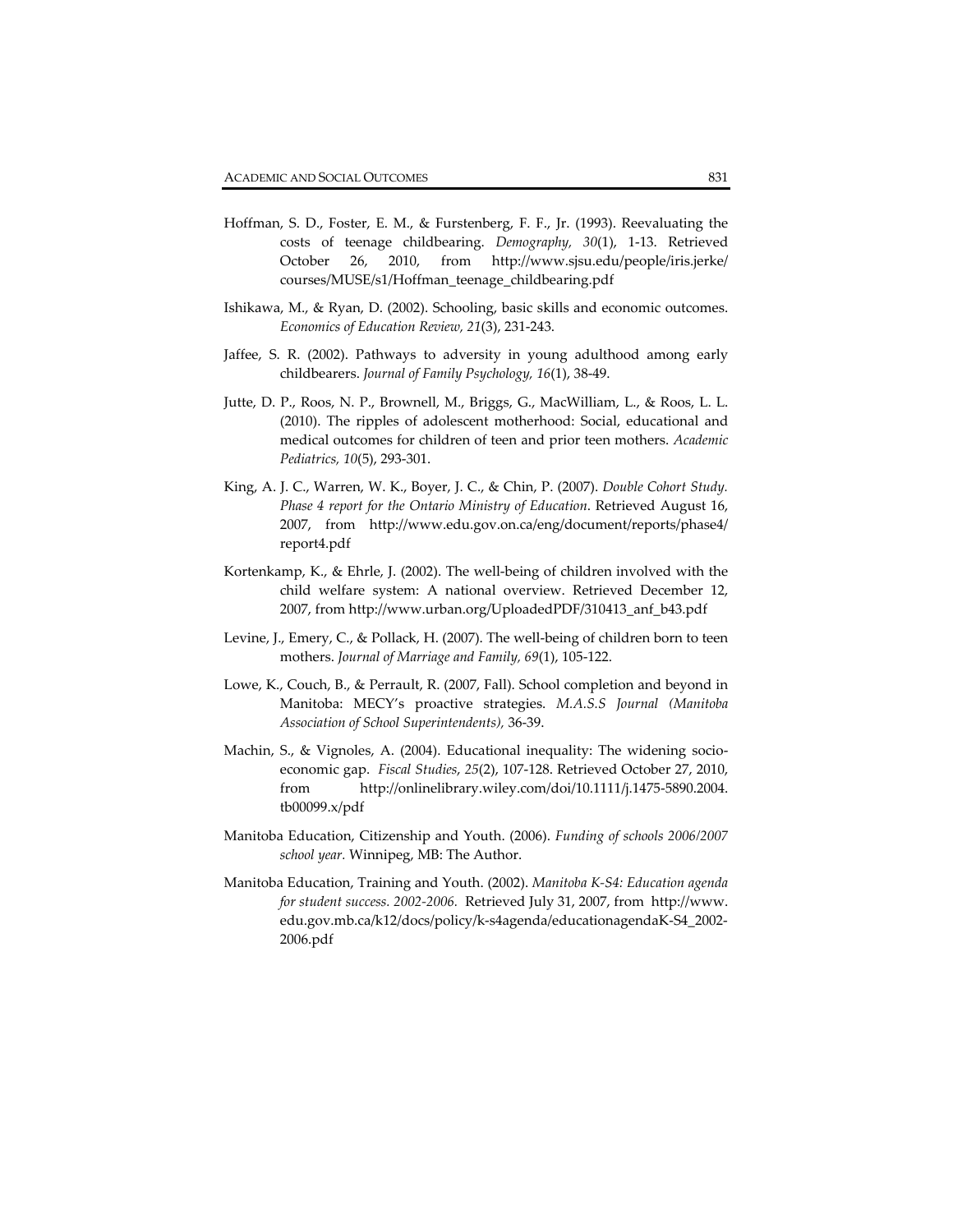Hoffman, S. D., Foster, E. M., & Furstenberg, F. F., Jr. (1993). Reevaluating the costs of teenage childbearing. *Demography, 30*(1), 1-13. Retrieved October 26, 2010, from http://www.sjsu.edu/people/iris.jerke/courses/MUSE/s1/Hoffman_teenage_childbearing.pdf

Ishikawa, M., & Ryan, D. (2002). Schooling, basic skills and economic outcomes. *Economics of Education Review, 21*(3), 231-243.

Jaffee, S. R. (2002). Pathways to adversity in young adulthood among early childbearers. *Journal of Family Psychology, 16*(1), 38-49.

Jutte, D. P., Roos, N. P., Brownell, M., Briggs, G., MacWilliam, L., & Roos, L. L. (2010). The ripples of adolescent motherhood: Social, educational and medical outcomes for children of teen and prior teen mothers. *Academic Pediatrics, 10*(5), 293-301.

King, A. J. C., Warren, W. K., Boyer, J. C., & Chin, P. (2007). *Double Cohort Study. Phase 4 report for the Ontario Ministry of Education*. Retrieved August 16, 2007, from http://www.edu.gov.on.ca/eng/document/reports/phase4/report4.pdf

Kortenkamp, K., & Ehrle, J. (2002). The well-being of children involved with the child welfare system: A national overview. Retrieved December 12, 2007, from http://www.urban.org/UploadedPDF/310413_anf_b43.pdf

Levine, J., Emery, C., & Pollack, H. (2007). The well-being of children born to teen mothers. *Journal of Marriage and Family, 69*(1), 105-122.

Lowe, K., Couch, B., & Perrault, R. (2007, Fall). School completion and beyond in Manitoba: MECY's proactive strategies. *M.A.S.S Journal (Manitoba Association of School Superintendents),* 36-39.

Machin, S., & Vignoles, A. (2004). Educational inequality: The widening socio-economic gap. *Fiscal Studies*, *25*(2), 107-128. Retrieved October 27, 2010, from http://onlinelibrary.wiley.com/doi/10.1111/j.1475-5890.2004.tb00099.x/pdf

Manitoba Education, Citizenship and Youth. (2006). *Funding of schools 2006/2007 school year.* Winnipeg, MB: The Author.

Manitoba Education, Training and Youth. (2002). *Manitoba K-S4: Education agenda for student success. 2002-2006.* Retrieved July 31, 2007, from http://www.edu.gov.mb.ca/k12/docs/policy/k-s4agenda/educationagendaK-S4_2002-2006.pdf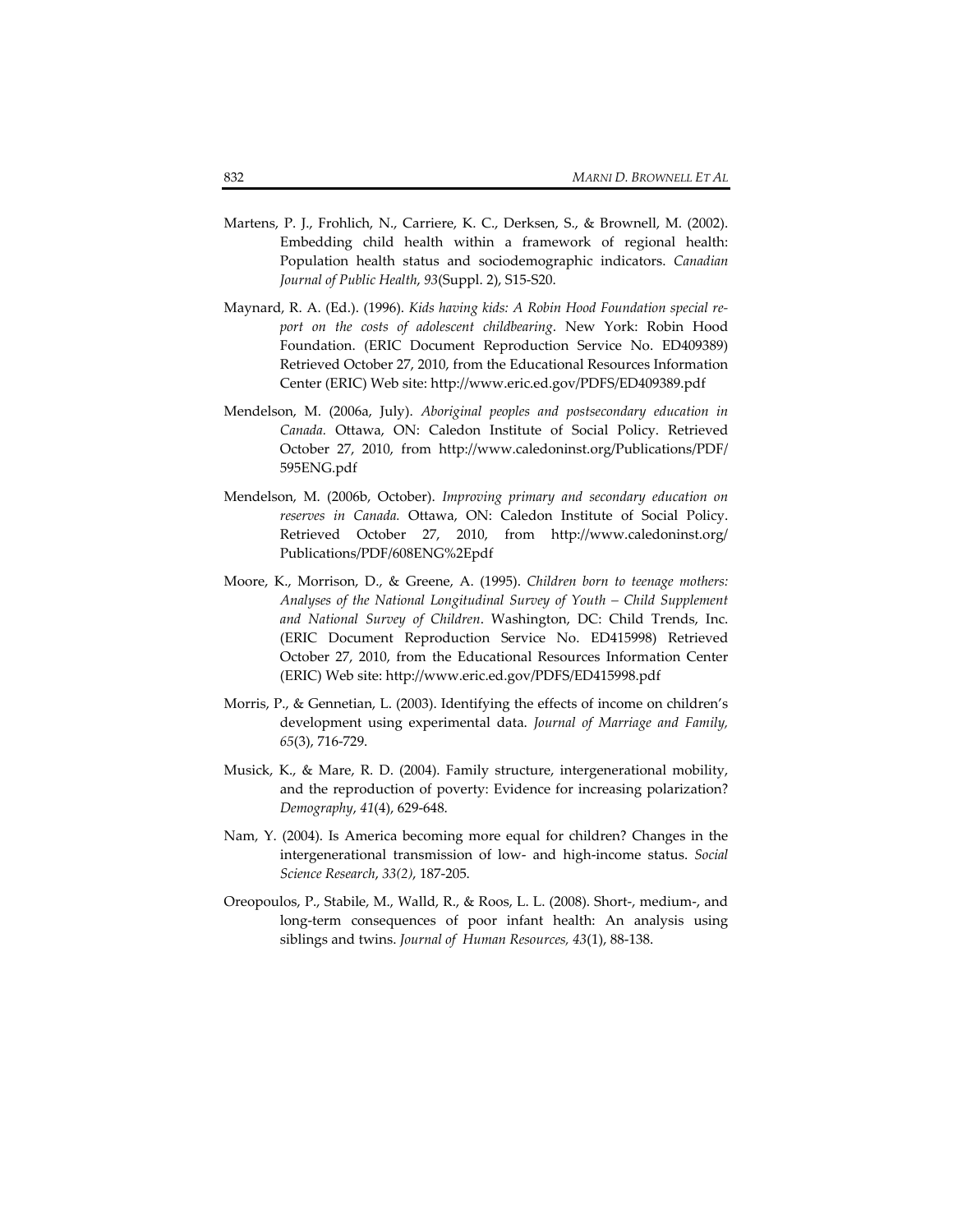Martens, P. J., Frohlich, N., Carriere, K. C., Derksen, S., & Brownell, M. (2002). Embedding child health within a framework of regional health: Population health status and sociodemographic indicators. *Canadian Journal of Public Health*, *93*(Suppl. 2), S15-S20.

Maynard, R. A. (Ed.). (1996). *Kids having kids: A Robin Hood Foundation special report on the costs of adolescent childbearing*. New York: Robin Hood Foundation. (ERIC Document Reproduction Service No. ED409389) Retrieved October 27, 2010, from the Educational Resources Information Center (ERIC) Web site: http://www.eric.ed.gov/PDFS/ED409389.pdf

Mendelson, M. (2006a, July). *Aboriginal peoples and postsecondary education in Canada.* Ottawa, ON: Caledon Institute of Social Policy. Retrieved October 27, 2010, from http://www.caledoninst.org/Publications/PDF/595ENG.pdf

Mendelson, M. (2006b, October). *Improving primary and secondary education on reserves in Canada.* Ottawa, ON: Caledon Institute of Social Policy. Retrieved October 27, 2010, from http://www.caledoninst.org/Publications/PDF/608ENG%2Epdf

Moore, K., Morrison, D., & Greene, A. (1995). *Children born to teenage mothers: Analyses of the National Longitudinal Survey of Youth – Child Supplement and National Survey of Children*. Washington, DC: Child Trends, Inc. (ERIC Document Reproduction Service No. ED415998) Retrieved October 27, 2010, from the Educational Resources Information Center (ERIC) Web site: http://www.eric.ed.gov/PDFS/ED415998.pdf

Morris, P., & Gennetian, L. (2003). Identifying the effects of income on children's development using experimental data. *Journal of Marriage and Family, 65*(3), 716-729.

Musick, K., & Mare, R. D. (2004). Family structure, intergenerational mobility, and the reproduction of poverty: Evidence for increasing polarization? *Demography*, *41*(4), 629-648.

Nam, Y. (2004). Is America becoming more equal for children? Changes in the intergenerational transmission of low- and high-income status. *Social Science Research*, *33(2)*, 187-205.

Oreopoulos, P., Stabile, M., Walld, R., & Roos, L. L. (2008). Short-, medium-, and long-term consequences of poor infant health: An analysis using siblings and twins. *Journal of Human Resources, 43*(1), 88-138.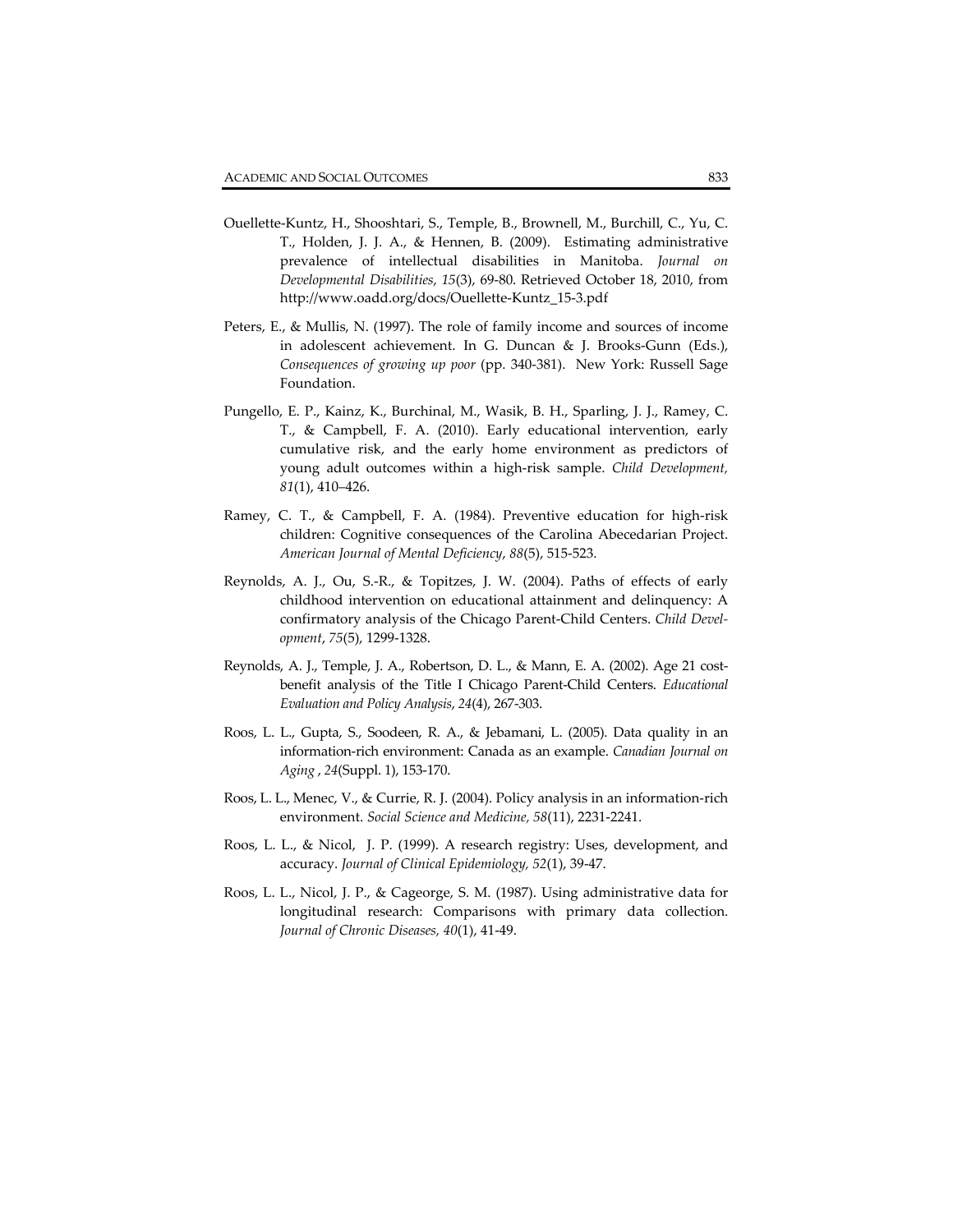Ouellette-Kuntz, H., Shooshtari, S., Temple, B., Brownell, M., Burchill, C., Yu, C. T., Holden, J. J. A., & Hennen, B. (2009). Estimating administrative prevalence of intellectual disabilities in Manitoba. *Journal on Developmental Disabilities*, *15*(3), 69-80. Retrieved October 18, 2010, from http://www.oadd.org/docs/Ouellette-Kuntz_15-3.pdf

Peters, E., & Mullis, N. (1997). The role of family income and sources of income in adolescent achievement. In G. Duncan & J. Brooks-Gunn (Eds.), *Consequences of growing up poor* (pp. 340-381). New York: Russell Sage Foundation.

Pungello, E. P., Kainz, K., Burchinal, M., Wasik, B. H., Sparling, J. J., Ramey, C. T., & Campbell, F. A. (2010). Early educational intervention, early cumulative risk, and the early home environment as predictors of young adult outcomes within a high-risk sample. *Child Development, 81*(1), 410–426.

Ramey, C. T., & Campbell, F. A. (1984). Preventive education for high-risk children: Cognitive consequences of the Carolina Abecedarian Project. *American Journal of Mental Deficiency*, *88*(5), 515-523.

Reynolds, A. J., Ou, S.-R., & Topitzes, J. W. (2004). Paths of effects of early childhood intervention on educational attainment and delinquency: A confirmatory analysis of the Chicago Parent-Child Centers. *Child Development*, *75*(5), 1299-1328.

Reynolds, A. J., Temple, J. A., Robertson, D. L., & Mann, E. A. (2002). Age 21 cost-benefit analysis of the Title I Chicago Parent-Child Centers. *Educational Evaluation and Policy Analysis*, *24*(4), 267-303.

Roos, L. L., Gupta, S., Soodeen, R. A., & Jebamani, L. (2005). Data quality in an information-rich environment: Canada as an example. *Canadian Journal on Aging* , *24*(Suppl. 1), 153-170.

Roos, L. L., Menec, V., & Currie, R. J. (2004). Policy analysis in an information-rich environment. *Social Science and Medicine, 58*(11), 2231-2241.

Roos, L. L., & Nicol, J. P. (1999). A research registry: Uses, development, and accuracy. *Journal of Clinical Epidemiology, 52*(1), 39-47.

Roos, L. L., Nicol, J. P., & Cageorge, S. M. (1987). Using administrative data for longitudinal research: Comparisons with primary data collection. *Journal of Chronic Diseases, 40*(1), 41-49.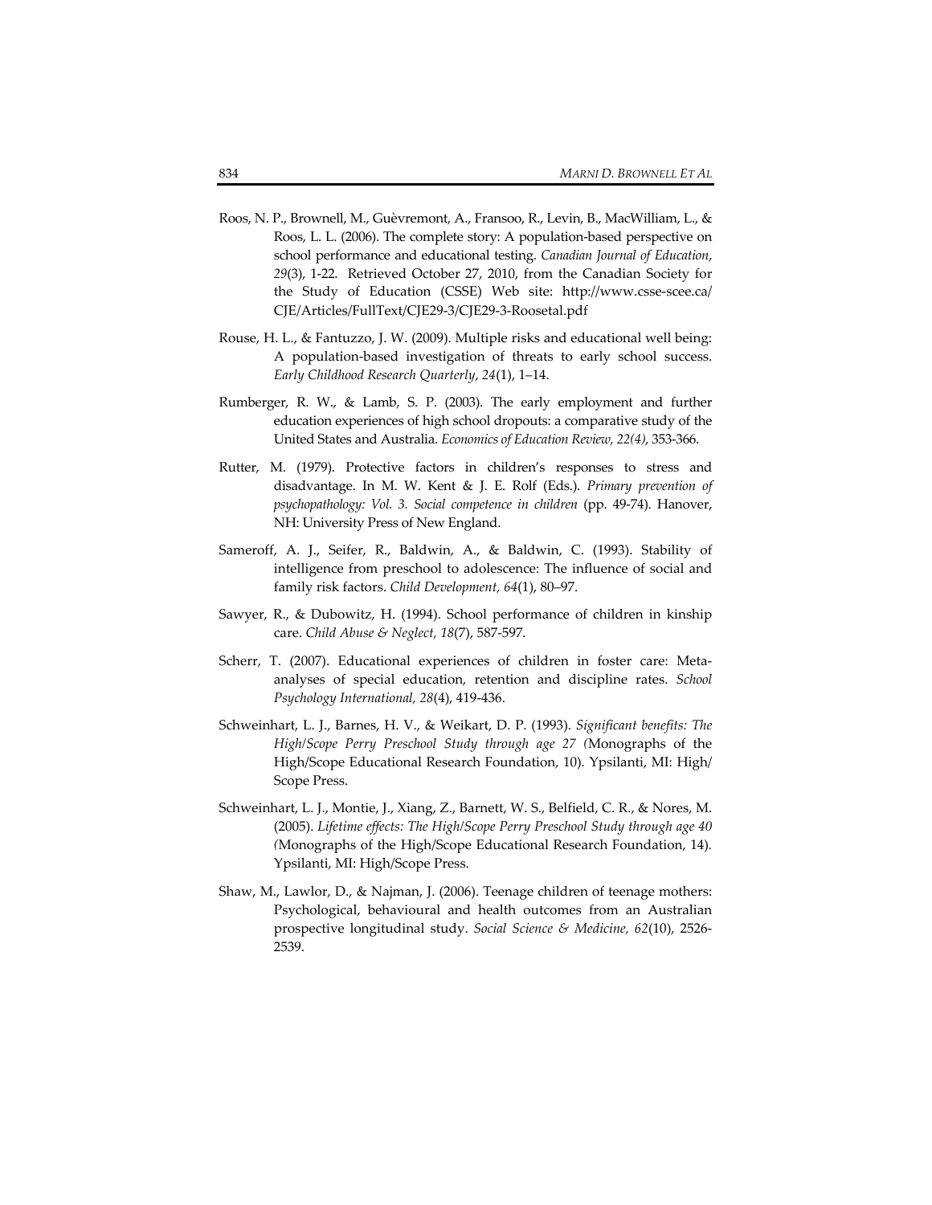Roos, N. P., Brownell, M., Guèvremont, A., Fransoo, R., Levin, B., MacWilliam, L., & Roos, L. L. (2006). The complete story: A population-based perspective on school performance and educational testing. *Canadian Journal of Education*, *29*(3), 1-22. Retrieved October 27, 2010, from the Canadian Society for the Study of Education (CSSE) Web site: http://www.csse-scee.ca/CJE/Articles/FullText/CJE29-3/CJE29-3-Roosetal.pdf

Rouse, H. L., & Fantuzzo, J. W. (2009). Multiple risks and educational well being: A population-based investigation of threats to early school success. *Early Childhood Research Quarterly*, *24*(1), 1–14.

Rumberger, R. W., & Lamb, S. P. (2003). The early employment and further education experiences of high school dropouts: a comparative study of the United States and Australia. *Economics of Education Review, 22(4)*, 353-366.

Rutter, M. (1979). Protective factors in children's responses to stress and disadvantage. In M. W. Kent & J. E. Rolf (Eds.). *Primary prevention of psychopathology: Vol. 3. Social competence in children* (pp. 49-74). Hanover, NH: University Press of New England.

Sameroff, A. J., Seifer, R., Baldwin, A., & Baldwin, C. (1993). Stability of intelligence from preschool to adolescence: The influence of social and family risk factors. *Child Development, 64*(1), 80–97.

Sawyer, R., & Dubowitz, H. (1994). School performance of children in kinship care. *Child Abuse & Neglect, 18*(7), 587-597.

Scherr, T. (2007). Educational experiences of children in foster care: Meta-analyses of special education, retention and discipline rates. *School Psychology International, 28*(4), 419-436.

Schweinhart, L. J., Barnes, H. V., & Weikart, D. P. (1993). *Significant benefits: The High/Scope Perry Preschool Study through age 27 (*Monographs of the High/Scope Educational Research Foundation, 10). Ypsilanti, MI: High/Scope Press.

Schweinhart, L. J., Montie, J., Xiang, Z., Barnett, W. S., Belfield, C. R., & Nores, M. (2005). *Lifetime effects: The High/Scope Perry Preschool Study through age 40 (*Monographs of the High/Scope Educational Research Foundation, 14). Ypsilanti, MI: High/Scope Press.

Shaw, M., Lawlor, D., & Najman, J. (2006). Teenage children of teenage mothers: Psychological, behavioural and health outcomes from an Australian prospective longitudinal study. *Social Science & Medicine, 62*(10), 2526-2539.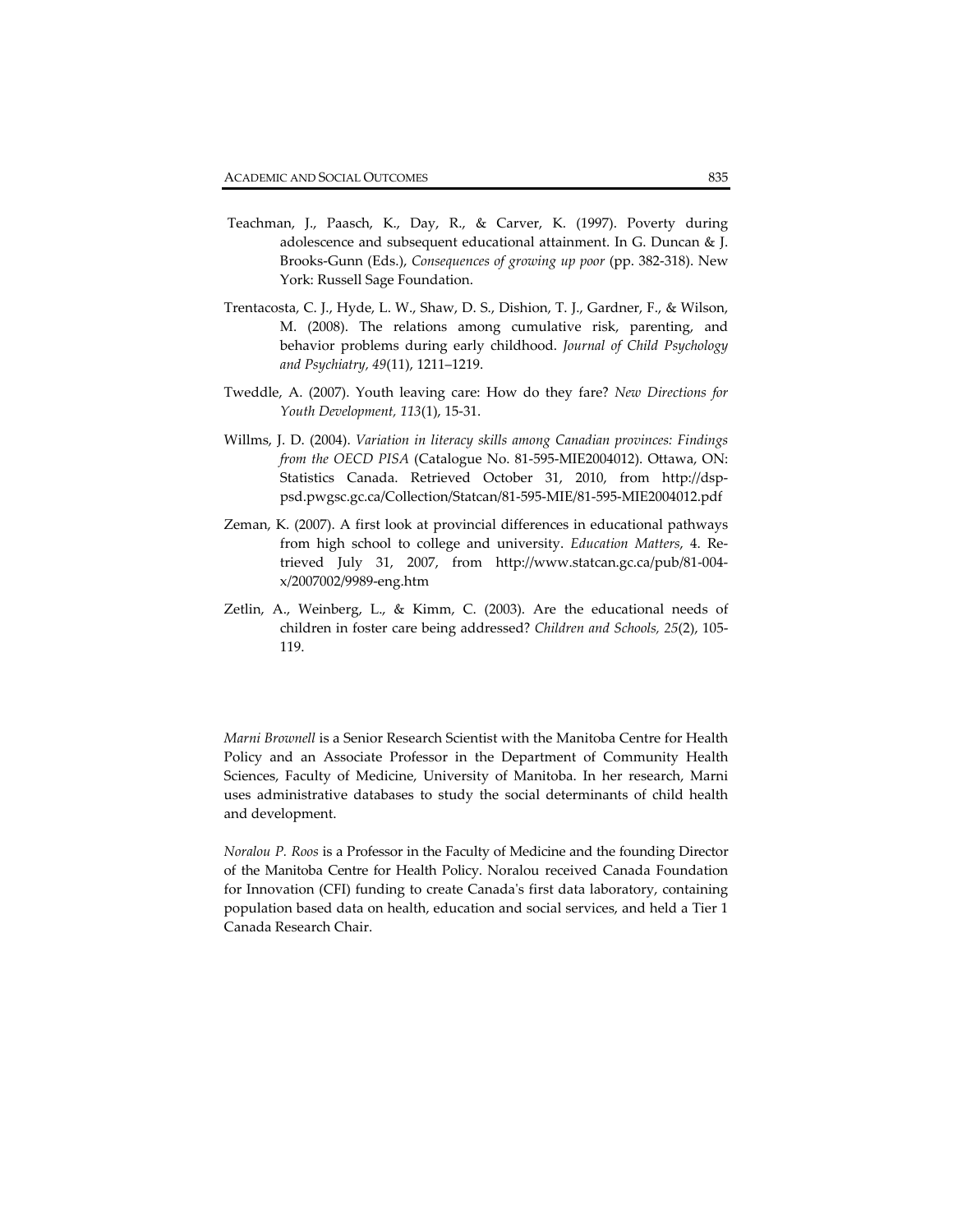Teachman, J., Paasch, K., Day, R., & Carver, K. (1997). Poverty during adolescence and subsequent educational attainment. In G. Duncan & J. Brooks-Gunn (Eds.), *Consequences of growing up poor* (pp. 382-318). New York: Russell Sage Foundation.

Trentacosta, C. J., Hyde, L. W., Shaw, D. S., Dishion, T. J., Gardner, F., & Wilson, M. (2008). The relations among cumulative risk, parenting, and behavior problems during early childhood. *Journal of Child Psychology and Psychiatry, 49*(11), 1211–1219.

Tweddle, A. (2007). Youth leaving care: How do they fare? *New Directions for Youth Development, 113*(1), 15-31.

Willms, J. D. (2004). *Variation in literacy skills among Canadian provinces: Findings from the OECD PISA* (Catalogue No. 81-595-MIE2004012). Ottawa, ON: Statistics Canada. Retrieved October 31, 2010, from http://dsp-psd.pwgsc.gc.ca/Collection/Statcan/81-595-MIE/81-595-MIE2004012.pdf

Zeman, K. (2007). A first look at provincial differences in educational pathways from high school to college and university. *Education Matters*, 4. Retrieved July 31, 2007, from http://www.statcan.gc.ca/pub/81-004-x/2007002/9989-eng.htm

Zetlin, A., Weinberg, L., & Kimm, C. (2003). Are the educational needs of children in foster care being addressed? *Children and Schools, 25*(2), 105-119.

*Marni Brownell* is a Senior Research Scientist with the Manitoba Centre for Health Policy and an Associate Professor in the Department of Community Health Sciences, Faculty of Medicine, University of Manitoba. In her research, Marni uses administrative databases to study the social determinants of child health and development.

*Noralou P. Roos* is a Professor in the Faculty of Medicine and the founding Director of the Manitoba Centre for Health Policy. Noralou received Canada Foundation for Innovation (CFI) funding to create Canada's first data laboratory, containing population based data on health, education and social services, and held a Tier 1 Canada Research Chair.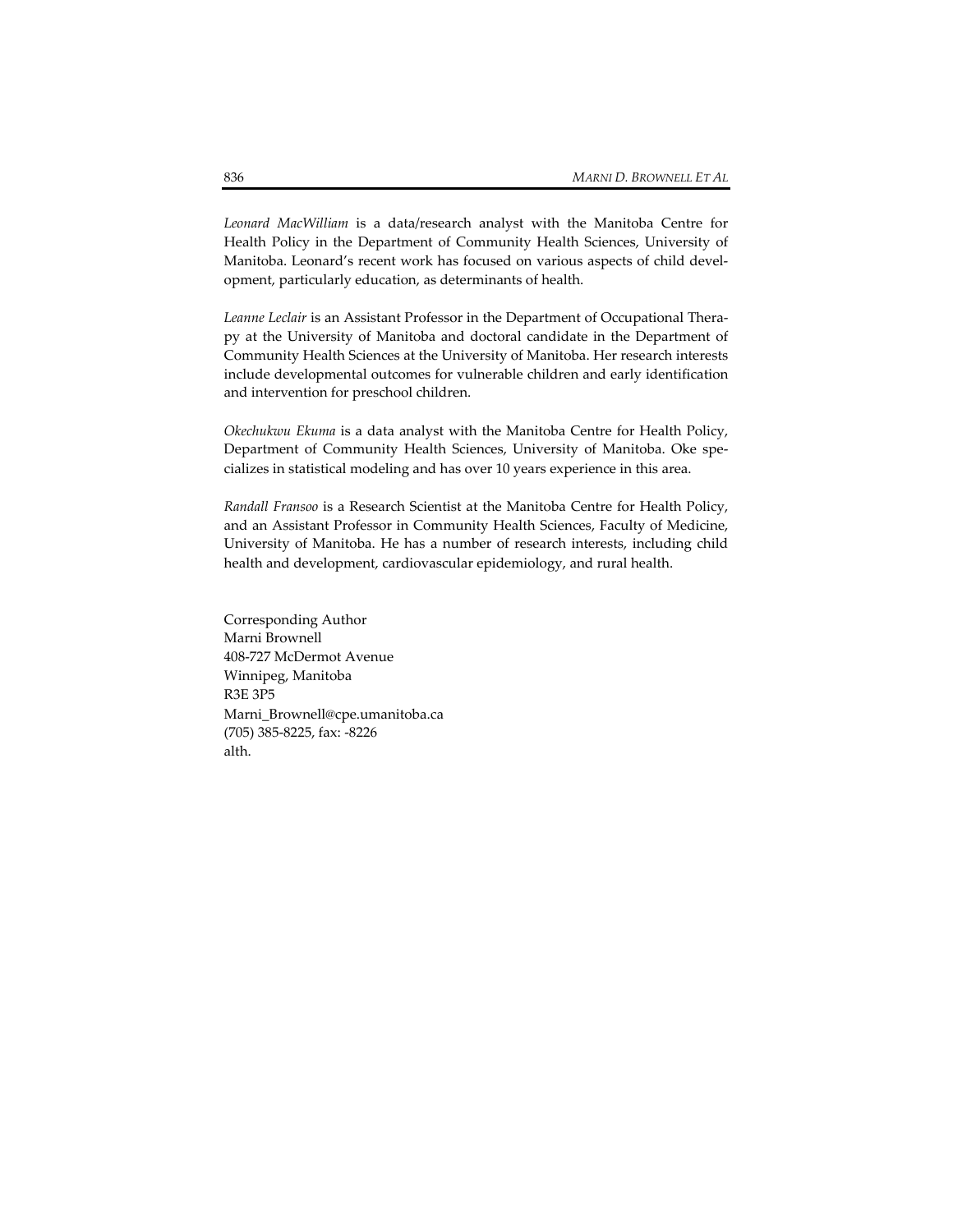*Leonard MacWilliam* is a data/research analyst with the Manitoba Centre for Health Policy in the Department of Community Health Sciences, University of Manitoba. Leonard's recent work has focused on various aspects of child development, particularly education, as determinants of health.

*Leanne Leclair* is an Assistant Professor in the Department of Occupational Therapy at the University of Manitoba and doctoral candidate in the Department of Community Health Sciences at the University of Manitoba. Her research interests include developmental outcomes for vulnerable children and early identification and intervention for preschool children.

*Okechukwu Ekuma* is a data analyst with the Manitoba Centre for Health Policy, Department of Community Health Sciences, University of Manitoba. Oke specializes in statistical modeling and has over 10 years experience in this area.

*Randall Fransoo* is a Research Scientist at the Manitoba Centre for Health Policy, and an Assistant Professor in Community Health Sciences, Faculty of Medicine, University of Manitoba. He has a number of research interests, including child health and development, cardiovascular epidemiology, and rural health.

Corresponding Author
Marni Brownell
408-727 McDermot Avenue
Winnipeg, Manitoba
R3E 3P5
Marni_Brownell@cpe.umanitoba.ca
(705) 385-8225, fax: -8226
alth.